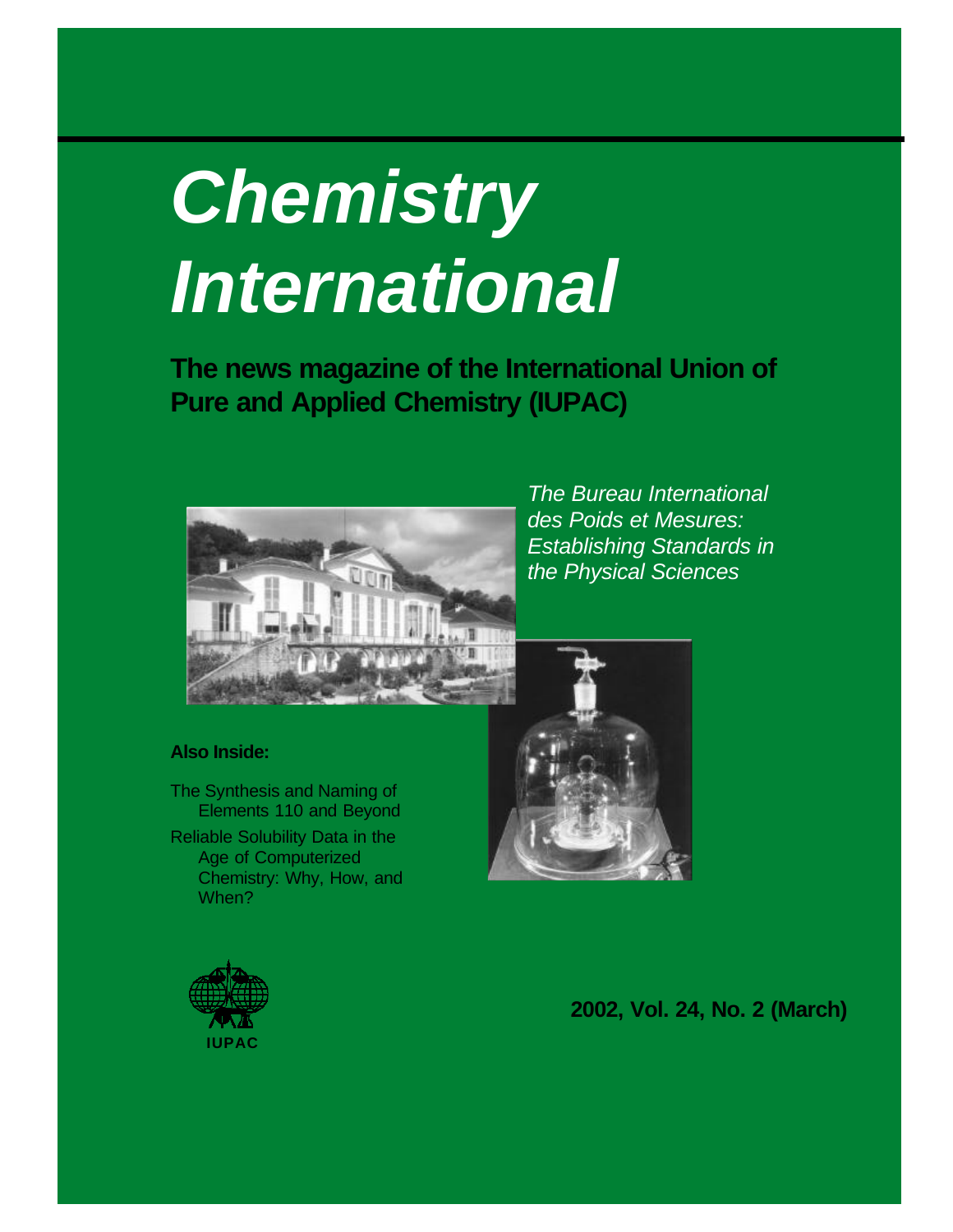# *Chemistry International*

**The news magazine of the International Union of Pure and Applied Chemistry (IUPAC)**

*The Bureau International des Poids et Mesures: Establishing Standards in the Physical Sciences*

**Also Inside:**

The Synthesis and Naming of Elements 110 and Beyond

Reliable Solubility Data in the Age of Computerized Chemistry: Why, How, and When?

IUPAC

**2002, Vol. 24, No. 2 (March)**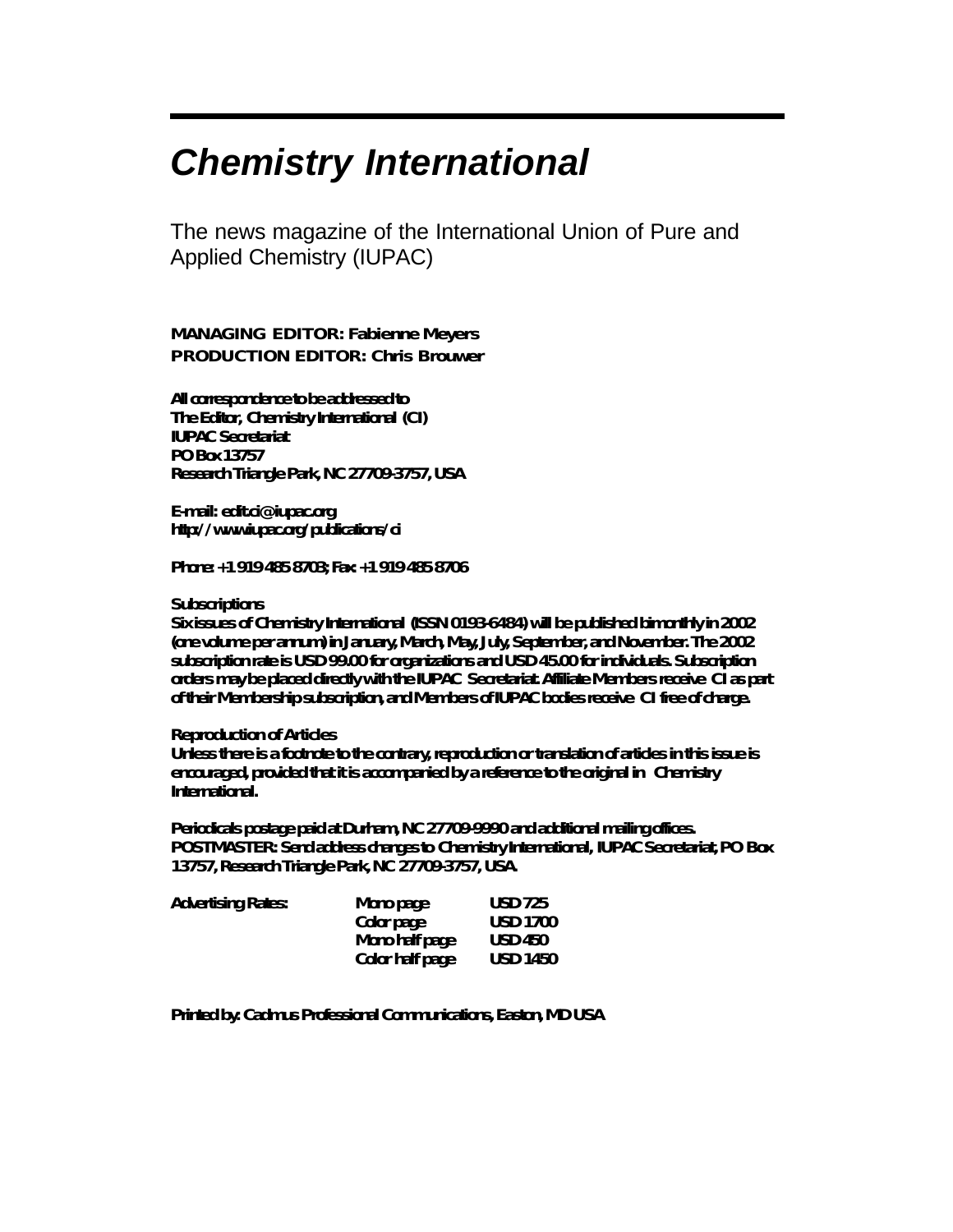# *Chemistry International*

The news magazine of the International Union of Pure and Applied Chemistry (IUPAC)

**MANAGING EDITOR: Fabienne Meyers**
**PRODUCTION EDITOR: Chris Brouwer**

**All correspondence to be addressed to**
**The Editor, Chemistry International (CI)**
**IUPAC Secretariat**
**PO Box 13757**
**Research Triangle Park, NC 27709-3757, USA**

**E-mail: edit.ci@iupac.org**
**http://www.iupac.org/publications/ci**

**Phone: +1 919 485 8703; Fax: +1 919 485 8706**

**Subscriptions**
**Six issues of Chemistry International (ISSN 0193-6484) will be published bimonthly in 2002 (one volume per annum) in January, March, May, July, September, and November. The 2002 subscription rate is USD 99.00 for organizations and USD 45.00 for individuals. Subscription orders may be placed directly with the IUPAC Secretariat. Affiliate Members receive CI as part of their Membership subscription, and Members of IUPAC bodies receive CI free of charge.**

**Reproduction of Articles**
**Unless there is a footnote to the contrary, reproduction or translation of articles in this issue is encouraged, provided that it is accompanied by a reference to the original in Chemistry International.**

**Periodicals postage paid at Durham, NC 27709-9990 and additional mailing offices.**
**POSTMASTER: Send address changes to Chemistry International, IUPAC Secretariat, PO Box 13757, Research Triangle Park, NC 27709-3757, USA.**

| **Advertising Rates:** | **Mono page** | **USD 725** |
|---|---|---|
| | **Color page** | **USD 1700** |
| | **Mono half page** | **USD 450** |
| | **Color half page** | **USD 1450** |

**Printed by: Cadmus Professional Communications, Easton, MD USA**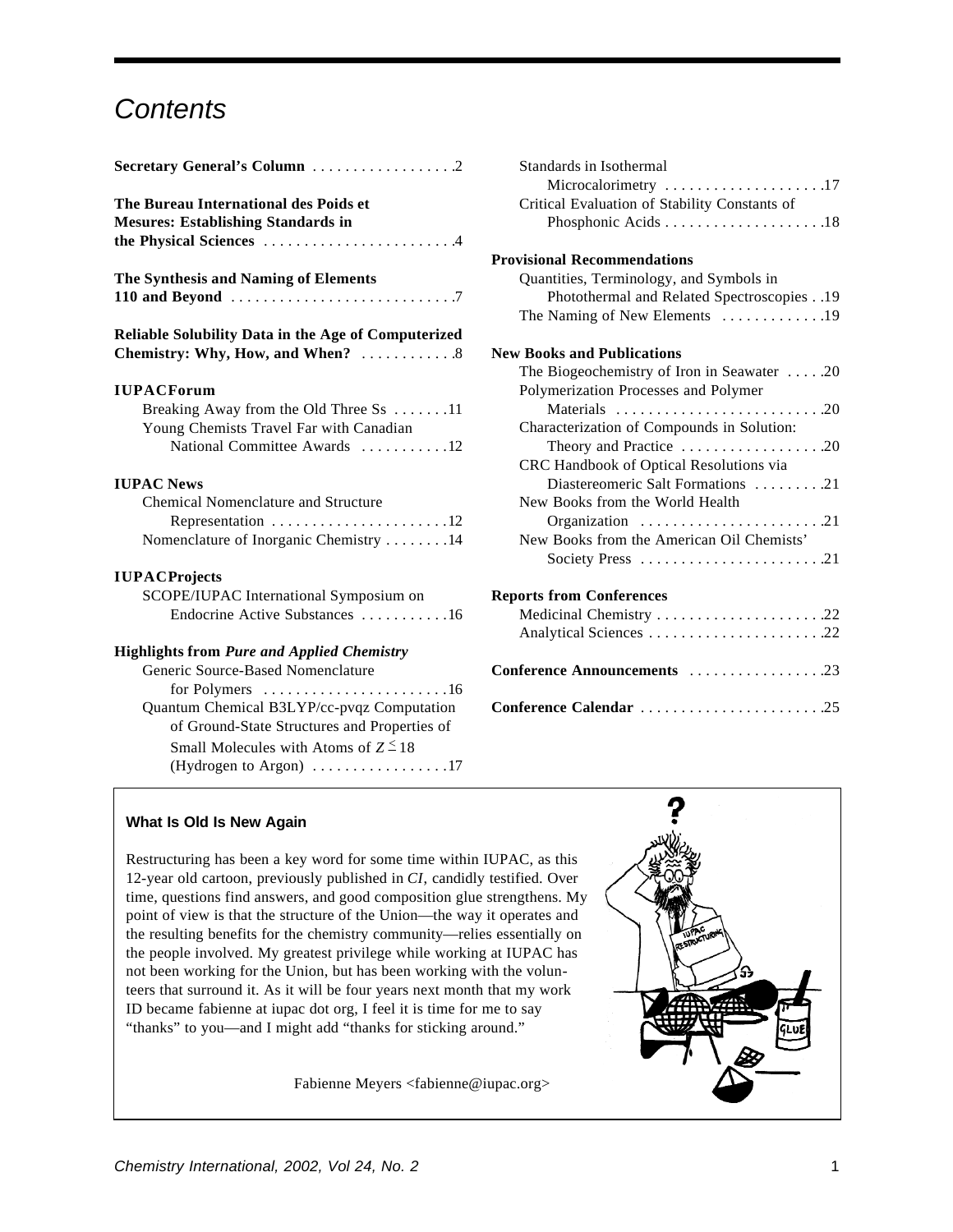# Contents

**Secretary General's Column** . . . . . . . . . . . . . . . . . .2

**The Bureau International des Poids et Mesures: Establishing Standards in the Physical Sciences** . . . . . . . . . . . . . . . . . . . . . . . .4

**The Synthesis and Naming of Elements 110 and Beyond** . . . . . . . . . . . . . . . . . . . . . . . . . . . .7

**Reliable Solubility Data in the Age of Computerized Chemistry: Why, How, and When?** . . . . . . . . . . . .8

**IUPACForum**
- Breaking Away from the Old Three Ss . . . . . . .11
- Young Chemists Travel Far with Canadian National Committee Awards . . . . . . . . . . .12

**IUPAC News**
- Chemical Nomenclature and Structure Representation . . . . . . . . . . . . . . . . . . . . . .12
- Nomenclature of Inorganic Chemistry . . . . . . . .14

**IUPACProjects**
- SCOPE/IUPAC International Symposium on Endocrine Active Substances . . . . . . . . . . .16

**Highlights from *Pure and Applied Chemistry***
- Generic Source-Based Nomenclature for Polymers . . . . . . . . . . . . . . . . . . . . . . .16
- Quantum Chemical B3LYP/cc-pvqz Computation of Ground-State Structures and Properties of Small Molecules with Atoms of $Z \leq 18$ (Hydrogen to Argon) . . . . . . . . . . . . . . . . .17
- Standards in Isothermal Microcalorimetry . . . . . . . . . . . . . . . . . . .17
- Critical Evaluation of Stability Constants of Phosphonic Acids . . . . . . . . . . . . . . . . . . . .18

**Provisional Recommendations**
- Quantities, Terminology, and Symbols in Photothermal and Related Spectroscopies . .19
- The Naming of New Elements . . . . . . . . . . . . .19

**New Books and Publications**
- The Biogeochemistry of Iron in Seawater . . . . .20
- Polymerization Processes and Polymer Materials . . . . . . . . . . . . . . . . . . . . . . . . .20
- Characterization of Compounds in Solution: Theory and Practice . . . . . . . . . . . . . . . . . .20
- CRC Handbook of Optical Resolutions via Diastereomeric Salt Formations . . . . . . . . .21
- New Books from the World Health Organization . . . . . . . . . . . . . . . . . . . . . .21
- New Books from the American Oil Chemists' Society Press . . . . . . . . . . . . . . . . . . . . . .21

**Reports from Conferences**
- Medicinal Chemistry . . . . . . . . . . . . . . . . . . . . .22
- Analytical Sciences . . . . . . . . . . . . . . . . . . . . . .22

**Conference Announcements** . . . . . . . . . . . . . . . . .23

**Conference Calendar** . . . . . . . . . . . . . . . . . . . . . . .25

### What Is Old Is New Again

Restructuring has been a key word for some time within IUPAC, as this 12-year old cartoon, previously published in *CI*, candidly testified. Over time, questions find answers, and good composition glue strengthens. My point of view is that the structure of the Union—the way it operates and the resulting benefits for the chemistry community—relies essentially on the people involved. My greatest privilege while working at IUPAC has not been working for the Union, but has been working with the volunteers that surround it. As it will be four years next month that my work ID became fabienne at iupac dot org, I feel it is time for me to say "thanks" to you—and I might add "thanks for sticking around."

Fabienne Meyers <fabienne@iupac.org>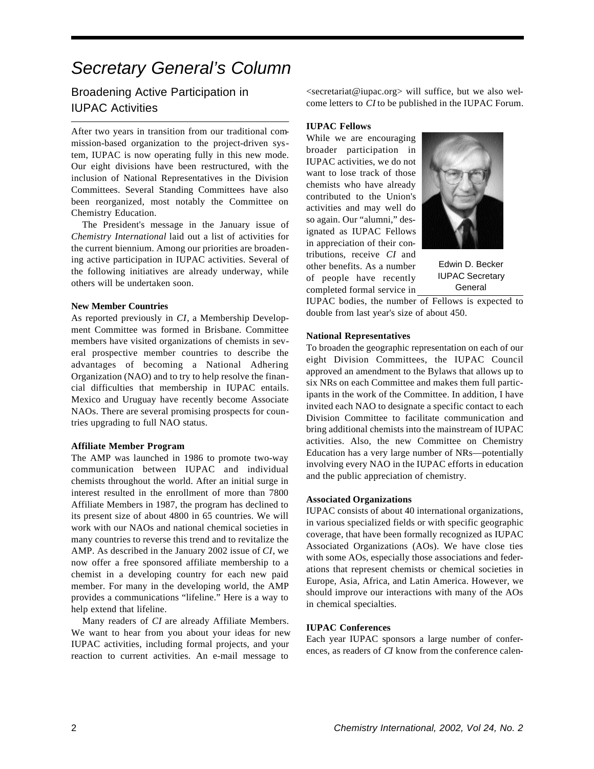# Secretary General's Column

## Broadening Active Participation in IUPAC Activities

After two years in transition from our traditional commission-based organization to the project-driven system, IUPAC is now operating fully in this new mode. Our eight divisions have been restructured, with the inclusion of National Representatives in the Division Committees. Several Standing Committees have also been reorganized, most notably the Committee on Chemistry Education.

The President's message in the January issue of *Chemistry International* laid out a list of activities for the current biennium. Among our priorities are broadening active participation in IUPAC activities. Several of the following initiatives are already underway, while others will be undertaken soon.

**New Member Countries**

As reported previously in *CI*, a Membership Development Committee was formed in Brisbane. Committee members have visited organizations of chemists in several prospective member countries to describe the advantages of becoming a National Adhering Organization (NAO) and to try to help resolve the financial difficulties that membership in IUPAC entails. Mexico and Uruguay have recently become Associate NAOs. There are several promising prospects for countries upgrading to full NAO status.

**Affiliate Member Program**

The AMP was launched in 1986 to promote two-way communication between IUPAC and individual chemists throughout the world. After an initial surge in interest resulted in the enrollment of more than 7800 Affiliate Members in 1987, the program has declined to its present size of about 4800 in 65 countries. We will work with our NAOs and national chemical societies in many countries to reverse this trend and to revitalize the AMP. As described in the January 2002 issue of *CI*, we now offer a free sponsored affiliate membership to a chemist in a developing country for each new paid member. For many in the developing world, the AMP provides a communications "lifeline." Here is a way to help extend that lifeline.

Many readers of *CI* are already Affiliate Members. We want to hear from you about your ideas for new IUPAC activities, including formal projects, and your reaction to current activities. An e-mail message to <secretariat@iupac.org> will suffice, but we also welcome letters to *CI* to be published in the IUPAC Forum.

**IUPAC Fellows**

While we are encouraging broader participation in IUPAC activities, we do not want to lose track of those chemists who have already contributed to the Union's activities and may well do so again. Our "alumni," designated as IUPAC Fellows in appreciation of their contributions, receive *CI* and other benefits. As a number of people have recently completed formal service in IUPAC bodies, the number of Fellows is expected to double from last year's size of about 450.

Edwin D. Becker
IUPAC Secretary General

**National Representatives**

To broaden the geographic representation on each of our eight Division Committees, the IUPAC Council approved an amendment to the Bylaws that allows up to six NRs on each Committee and makes them full participants in the work of the Committee. In addition, I have invited each NAO to designate a specific contact to each Division Committee to facilitate communication and bring additional chemists into the mainstream of IUPAC activities. Also, the new Committee on Chemistry Education has a very large number of NRs—potentially involving every NAO in the IUPAC efforts in education and the public appreciation of chemistry.

**Associated Organizations**

IUPAC consists of about 40 international organizations, in various specialized fields or with specific geographic coverage, that have been formally recognized as IUPAC Associated Organizations (AOs). We have close ties with some AOs, especially those associations and federations that represent chemists or chemical societies in Europe, Asia, Africa, and Latin America. However, we should improve our interactions with many of the AOs in chemical specialties.

**IUPAC Conferences**

Each year IUPAC sponsors a large number of conferences, as readers of *CI* know from the conference calen-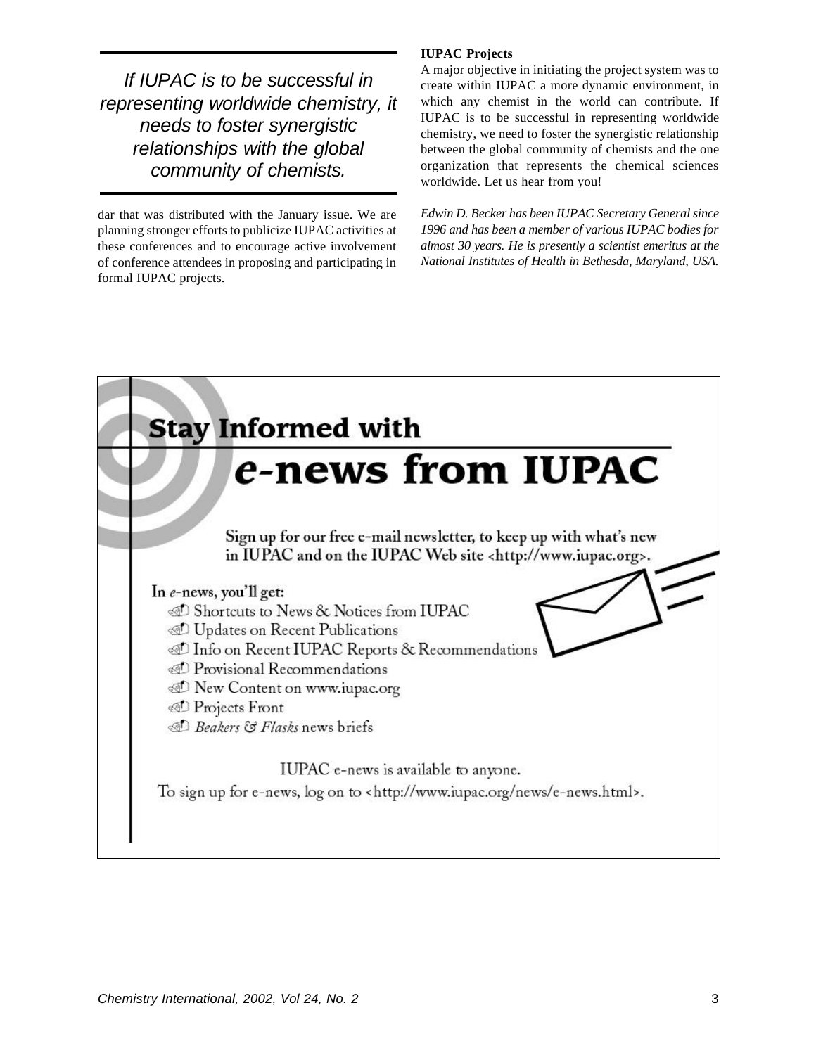> *If IUPAC is to be successful in representing worldwide chemistry, it needs to foster synergistic relationships with the global community of chemists.*

dar that was distributed with the January issue. We are planning stronger efforts to publicize IUPAC activities at these conferences and to encourage active involvement of conference attendees in proposing and participating in formal IUPAC projects.

**IUPAC Projects**

A major objective in initiating the project system was to create within IUPAC a more dynamic environment, in which any chemist in the world can contribute. If IUPAC is to be successful in representing worldwide chemistry, we need to foster the synergistic relationship between the global community of chemists and the one organization that represents the chemical sciences worldwide. Let us hear from you!

*Edwin D. Becker has been IUPAC Secretary General since 1996 and has been a member of various IUPAC bodies for almost 30 years. He is presently a scientist emeritus at the National Institutes of Health in Bethesda, Maryland, USA.*

---

## Stay Informed with

# *e*-news from IUPAC

Sign up for our free e-mail newsletter, to keep up with what's new in IUPAC and on the IUPAC Web site <http://www.iupac.org>.

In *e*-news, you'll get:

- Shortcuts to News & Notices from IUPAC
- Updates on Recent Publications
- Info on Recent IUPAC Reports & Recommendations
- Provisional Recommendations
- New Content on www.iupac.org
- Projects Front
- *Beakers & Flasks* news briefs

IUPAC e-news is available to anyone.

To sign up for e-news, log on to <http://www.iupac.org/news/e-news.html>.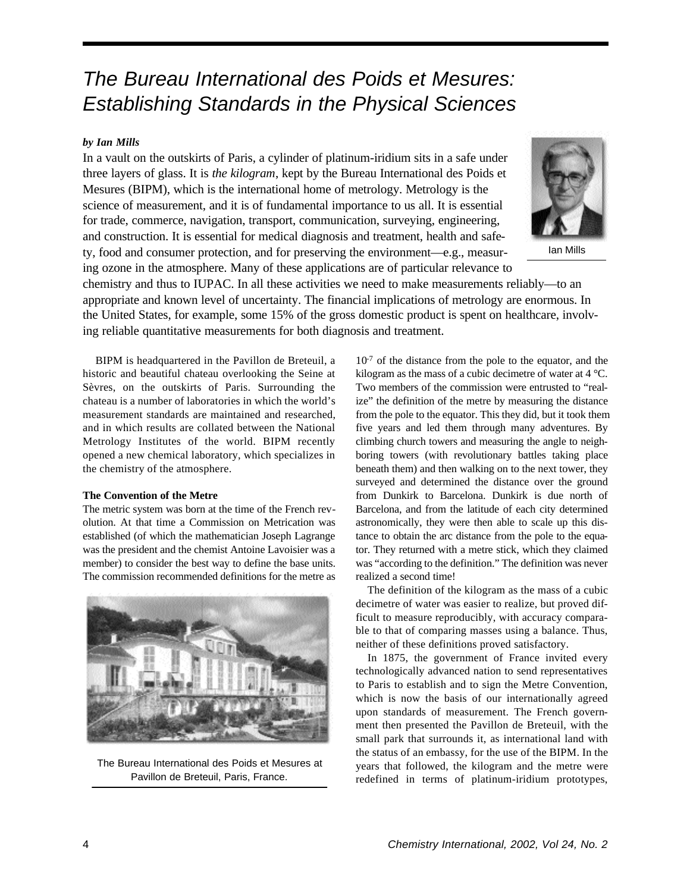# The Bureau International des Poids et Mesures: Establishing Standards in the Physical Sciences

***by Ian Mills***

In a vault on the outskirts of Paris, a cylinder of platinum-iridium sits in a safe under three layers of glass. It is *the kilogram*, kept by the Bureau International des Poids et Mesures (BIPM), which is the international home of metrology. Metrology is the science of measurement, and it is of fundamental importance to us all. It is essential for trade, commerce, navigation, transport, communication, surveying, engineering, and construction. It is essential for medical diagnosis and treatment, health and safety, food and consumer protection, and for preserving the environment—e.g., measuring ozone in the atmosphere. Many of these applications are of particular relevance to chemistry and thus to IUPAC. In all these activities we need to make measurements reliably—to an appropriate and known level of uncertainty. The financial implications of metrology are enormous. In the United States, for example, some 15% of the gross domestic product is spent on healthcare, involving reliable quantitative measurements for both diagnosis and treatment.

Ian Mills

BIPM is headquartered in the Pavillon de Breteuil, a historic and beautiful chateau overlooking the Seine at Sèvres, on the outskirts of Paris. Surrounding the chateau is a number of laboratories in which the world's measurement standards are maintained and researched, and in which results are collated between the National Metrology Institutes of the world. BIPM recently opened a new chemical laboratory, which specializes in the chemistry of the atmosphere.

**The Convention of the Metre**

The metric system was born at the time of the French revolution. At that time a Commission on Metrication was established (of which the mathematician Joseph Lagrange was the president and the chemist Antoine Lavoisier was a member) to consider the best way to define the base units. The commission recommended definitions for the metre as $10^{-7}$ of the distance from the pole to the equator, and the kilogram as the mass of a cubic decimetre of water at 4 °C. Two members of the commission were entrusted to "realize" the definition of the metre by measuring the distance from the pole to the equator. This they did, but it took them five years and led them through many adventures. By climbing church towers and measuring the angle to neighboring towers (with revolutionary battles taking place beneath them) and then walking on to the next tower, they surveyed and determined the distance over the ground from Dunkirk to Barcelona. Dunkirk is due north of Barcelona, and from the latitude of each city determined astronomically, they were then able to scale up this distance to obtain the arc distance from the pole to the equator. They returned with a metre stick, which they claimed was "according to the definition." The definition was never realized a second time!

The Bureau International des Poids et Mesures at Pavillon de Breteuil, Paris, France.

The definition of the kilogram as the mass of a cubic decimetre of water was easier to realize, but proved difficult to measure reproducibly, with accuracy comparable to that of comparing masses using a balance. Thus, neither of these definitions proved satisfactory.

In 1875, the government of France invited every technologically advanced nation to send representatives to Paris to establish and to sign the Metre Convention, which is now the basis of our internationally agreed upon standards of measurement. The French government then presented the Pavillon de Breteuil, with the small park that surrounds it, as international land with the status of an embassy, for the use of the BIPM. In the years that followed, the kilogram and the metre were redefined in terms of platinum-iridium prototypes,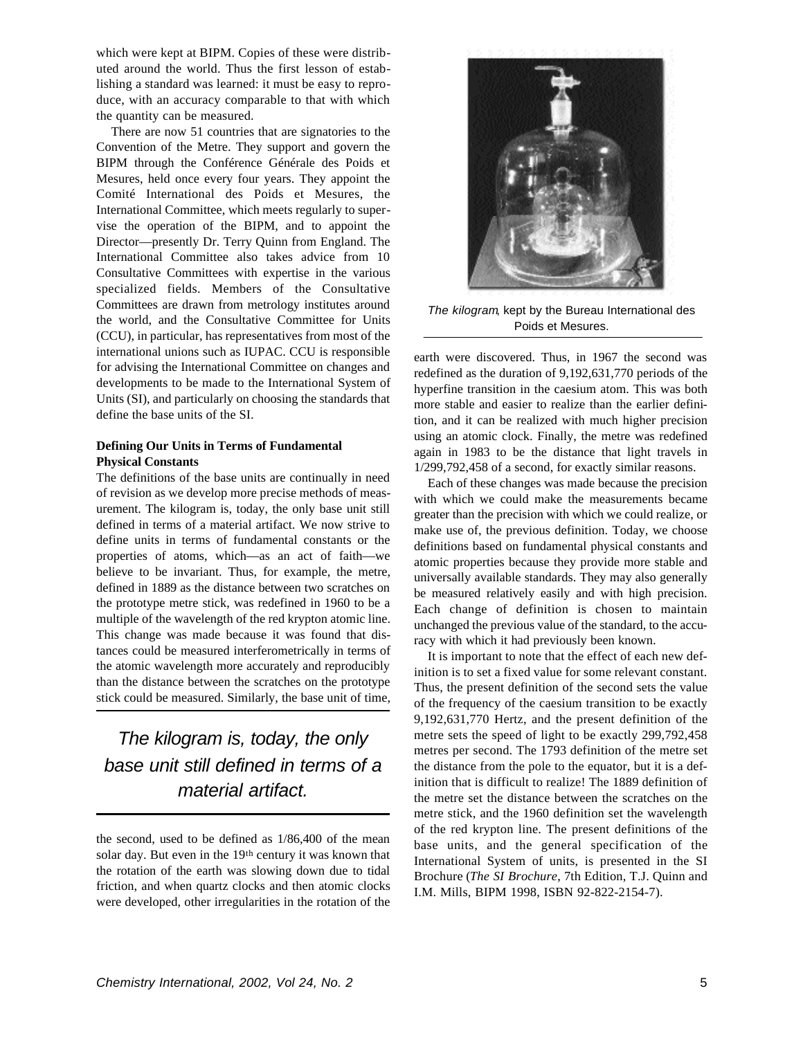which were kept at BIPM. Copies of these were distributed around the world. Thus the first lesson of establishing a standard was learned: it must be easy to reproduce, with an accuracy comparable to that with which the quantity can be measured.

There are now 51 countries that are signatories to the Convention of the Metre. They support and govern the BIPM through the Conférence Générale des Poids et Mesures, held once every four years. They appoint the Comité International des Poids et Mesures, the International Committee, which meets regularly to supervise the operation of the BIPM, and to appoint the Director—presently Dr. Terry Quinn from England. The International Committee also takes advice from 10 Consultative Committees with expertise in the various specialized fields. Members of the Consultative Committees are drawn from metrology institutes around the world, and the Consultative Committee for Units (CCU), in particular, has representatives from most of the international unions such as IUPAC. CCU is responsible for advising the International Committee on changes and developments to be made to the International System of Units (SI), and particularly on choosing the standards that define the base units of the SI.

### Defining Our Units in Terms of Fundamental Physical Constants

The definitions of the base units are continually in need of revision as we develop more precise methods of measurement. The kilogram is, today, the only base unit still defined in terms of a material artifact. We now strive to define units in terms of fundamental constants or the properties of atoms, which—as an act of faith—we believe to be invariant. Thus, for example, the metre, defined in 1889 as the distance between two scratches on the prototype metre stick, was redefined in 1960 to be a multiple of the wavelength of the red krypton atomic line. This change was made because it was found that distances could be measured interferometrically in terms of the atomic wavelength more accurately and reproducibly than the distance between the scratches on the prototype stick could be measured. Similarly, the base unit of time,

> *The kilogram is, today, the only base unit still defined in terms of a material artifact.*

the second, used to be defined as 1/86,400 of the mean solar day. But even in the 19th century it was known that the rotation of the earth was slowing down due to tidal friction, and when quartz clocks and then atomic clocks were developed, other irregularities in the rotation of the earth were discovered. Thus, in 1967 the second was redefined as the duration of 9,192,631,770 periods of the hyperfine transition in the caesium atom. This was both more stable and easier to realize than the earlier definition, and it can be realized with much higher precision using an atomic clock. Finally, the metre was redefined again in 1983 to be the distance that light travels in 1/299,792,458 of a second, for exactly similar reasons.

*The kilogram*, kept by the Bureau International des Poids et Mesures.

Each of these changes was made because the precision with which we could make the measurements became greater than the precision with which we could realize, or make use of, the previous definition. Today, we choose definitions based on fundamental physical constants and atomic properties because they provide more stable and universally available standards. They may also generally be measured relatively easily and with high precision. Each change of definition is chosen to maintain unchanged the previous value of the standard, to the accuracy with which it had previously been known.

It is important to note that the effect of each new definition is to set a fixed value for some relevant constant. Thus, the present definition of the second sets the value of the frequency of the caesium transition to be exactly 9,192,631,770 Hertz, and the present definition of the metre sets the speed of light to be exactly 299,792,458 metres per second. The 1793 definition of the metre set the distance from the pole to the equator, but it is a definition that is difficult to realize! The 1889 definition of the metre set the distance between the scratches on the metre stick, and the 1960 definition set the wavelength of the red krypton line. The present definitions of the base units, and the general specification of the International System of units, is presented in the SI Brochure (*The SI Brochure*, 7th Edition, T.J. Quinn and I.M. Mills, BIPM 1998, ISBN 92-822-2154-7).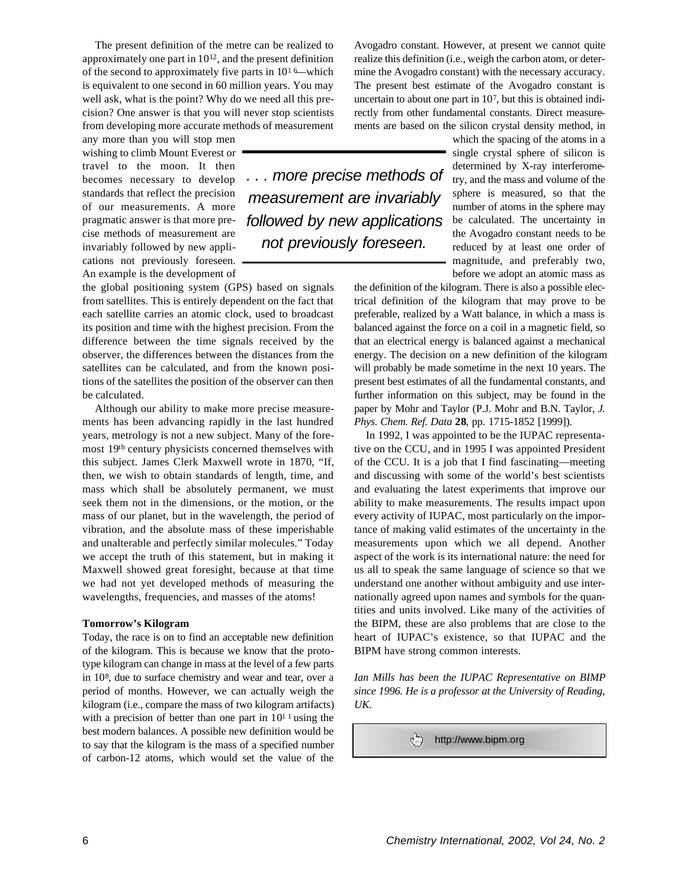The present definition of the metre can be realized to approximately one part in $10^{12}$, and the present definition of the second to approximately five parts in $10^{16}$—which is equivalent to one second in 60 million years. You may well ask, what is the point? Why do we need all this precision? One answer is that you will never stop scientists from developing more accurate methods of measurement any more than you will stop men wishing to climb Mount Everest or travel to the moon. It then becomes necessary to develop standards that reflect the precision of our measurements. A more pragmatic answer is that more precise methods of measurement are invariably followed by new applications not previously foreseen. An example is the development of the global positioning system (GPS) based on signals from satellites. This is entirely dependent on the fact that each satellite carries an atomic clock, used to broadcast its position and time with the highest precision. From the difference between the time signals received by the observer, the differences between the distances from the satellites can be calculated, and from the known positions of the satellites the position of the observer can then be calculated.

> *. . . more precise methods of measurement are invariably followed by new applications not previously foreseen.*

Although our ability to make more precise measurements has been advancing rapidly in the last hundred years, metrology is not a new subject. Many of the foremost 19th century physicists concerned themselves with this subject. James Clerk Maxwell wrote in 1870, "If, then, we wish to obtain standards of length, time, and mass which shall be absolutely permanent, we must seek them not in the dimensions, or the motion, or the mass of our planet, but in the wavelength, the period of vibration, and the absolute mass of these imperishable and unalterable and perfectly similar molecules." Today we accept the truth of this statement, but in making it Maxwell showed great foresight, because at that time we had not yet developed methods of measuring the wavelengths, frequencies, and masses of the atoms!

**Tomorrow's Kilogram**

Today, the race is on to find an acceptable new definition of the kilogram. This is because we know that the prototype kilogram can change in mass at the level of a few parts in $10^8$, due to surface chemistry and wear and tear, over a period of months. However, we can actually weigh the kilogram (i.e., compare the mass of two kilogram artifacts) with a precision of better than one part in $10^{11}$ using the best modern balances. A possible new definition would be to say that the kilogram is the mass of a specified number of carbon-12 atoms, which would set the value of the Avogadro constant. However, at present we cannot quite realize this definition (i.e., weigh the carbon atom, or determine the Avogadro constant) with the necessary accuracy. The present best estimate of the Avogadro constant is uncertain to about one part in $10^7$, but this is obtained indirectly from other fundamental constants. Direct measurements are based on the silicon crystal density method, in which the spacing of the atoms in a single crystal sphere of silicon is determined by X-ray interferometry, and the mass and volume of the sphere is measured, so that the number of atoms in the sphere may be calculated. The uncertainty in the Avogadro constant needs to be reduced by at least one order of magnitude, and preferably two, before we adopt an atomic mass as the definition of the kilogram. There is also a possible electrical definition of the kilogram that may prove to be preferable, realized by a Watt balance, in which a mass is balanced against the force on a coil in a magnetic field, so that an electrical energy is balanced against a mechanical energy. The decision on a new definition of the kilogram will probably be made sometime in the next 10 years. The present best estimates of all the fundamental constants, and further information on this subject, may be found in the paper by Mohr and Taylor (P.J. Mohr and B.N. Taylor, *J. Phys. Chem. Ref. Data* **28**, pp. 1715-1852 [1999]).

In 1992, I was appointed to be the IUPAC representative on the CCU, and in 1995 I was appointed President of the CCU. It is a job that I find fascinating—meeting and discussing with some of the world's best scientists and evaluating the latest experiments that improve our ability to make measurements. The results impact upon every activity of IUPAC, most particularly on the importance of making valid estimates of the uncertainty in the measurements upon which we all depend. Another aspect of the work is its international nature: the need for us all to speak the same language of science so that we understand one another without ambiguity and use internationally agreed upon names and symbols for the quantities and units involved. Like many of the activities of the BIPM, these are also problems that are close to the heart of IUPAC's existence, so that IUPAC and the BIPM have strong common interests.

*Ian Mills has been the IUPAC Representative on BIMP since 1996. He is a professor at the University of Reading, UK.*

http://www.bipm.org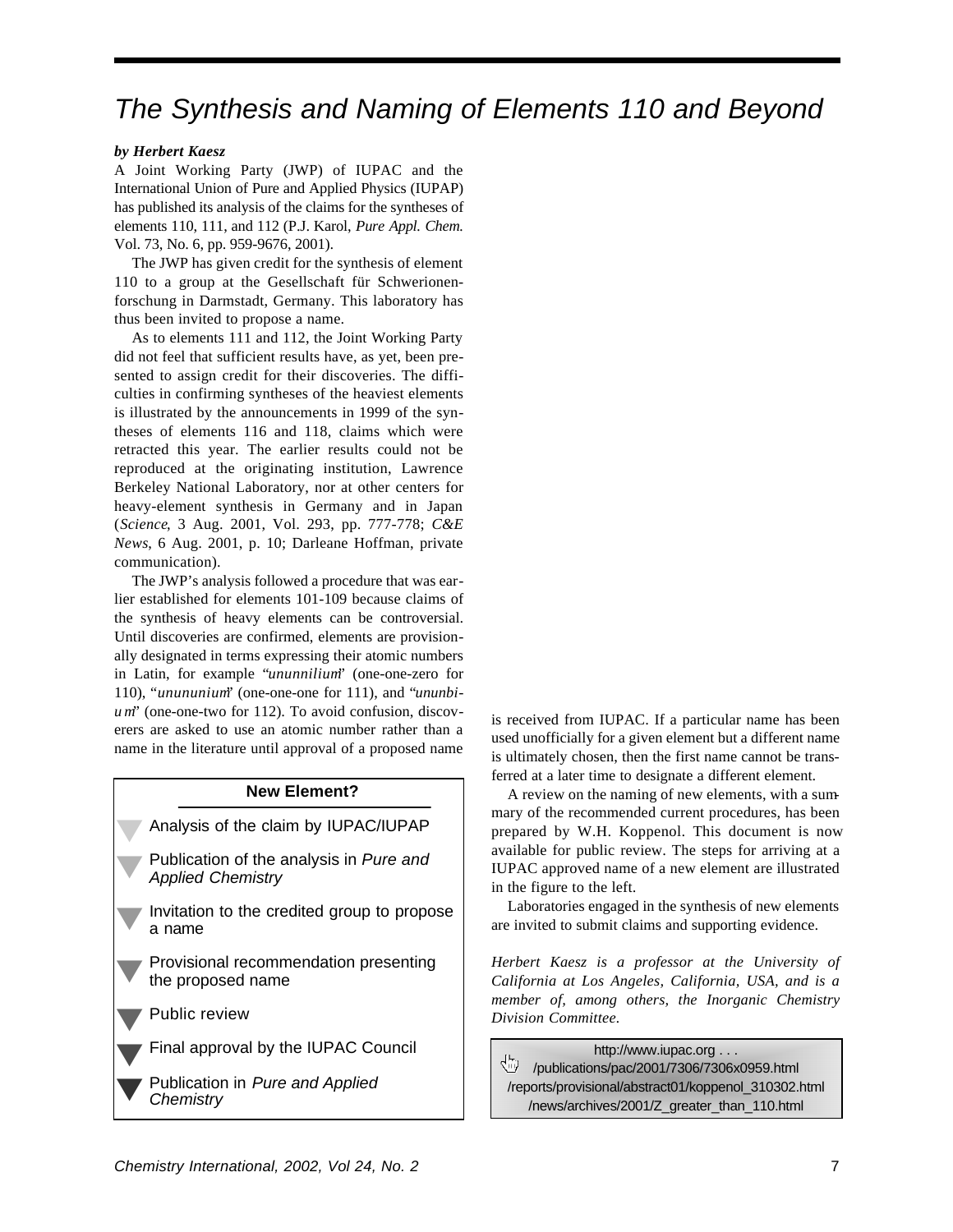# The Synthesis and Naming of Elements 110 and Beyond

***by Herbert Kaesz***

A Joint Working Party (JWP) of IUPAC and the International Union of Pure and Applied Physics (IUPAP) has published its analysis of the claims for the syntheses of elements 110, 111, and 112 (P.J. Karol, *Pure Appl. Chem.* Vol. 73, No. 6, pp. 959-9676, 2001).

The JWP has given credit for the synthesis of element 110 to a group at the Gesellschaft für Schwerionenforschung in Darmstadt, Germany. This laboratory has thus been invited to propose a name.

As to elements 111 and 112, the Joint Working Party did not feel that sufficient results have, as yet, been presented to assign credit for their discoveries. The difficulties in confirming syntheses of the heaviest elements is illustrated by the announcements in 1999 of the syntheses of elements 116 and 118, claims which were retracted this year. The earlier results could not be reproduced at the originating institution, Lawrence Berkeley National Laboratory, nor at other centers for heavy-element synthesis in Germany and in Japan (*Science*, 3 Aug. 2001, Vol. 293, pp. 777-778; *C&E News*, 6 Aug. 2001, p. 10; Darleane Hoffman, private communication).

The JWP's analysis followed a procedure that was earlier established for elements 101-109 because claims of the synthesis of heavy elements can be controversial. Until discoveries are confirmed, elements are provisionally designated in terms expressing their atomic numbers in Latin, for example "*ununnilium*" (one-one-zero for 110), "*unununium*" (one-one-one for 111), and "*ununbium*" (one-one-two for 112). To avoid confusion, discoverers are asked to use an atomic number rather than a name in the literature until approval of a proposed name is received from IUPAC. If a particular name has been used unofficially for a given element but a different name is ultimately chosen, then the first name cannot be transferred at a later time to designate a different element.

A review on the naming of new elements, with a summary of the recommended current procedures, has been prepared by W.H. Koppenol. This document is now available for public review. The steps for arriving at a IUPAC approved name of a new element are illustrated in the figure to the left.

Laboratories engaged in the synthesis of new elements are invited to submit claims and supporting evidence.

**New Element?**

- Analysis of the claim by IUPAC/IUPAP
- Publication of the analysis in *Pure and Applied Chemistry*
- Invitation to the credited group to propose a name
- Provisional recommendation presenting the proposed name
- Public review
- Final approval by the IUPAC Council
- Publication in *Pure and Applied Chemistry*

*Herbert Kaesz is a professor at the University of California at Los Angeles, California, USA, and is a member of, among others, the Inorganic Chemistry Division Committee.*

http://www.iupac.org . . .
/publications/pac/2001/7306/7306x0959.html
/reports/provisional/abstract01/koppenol_310302.html
/news/archives/2001/Z_greater_than_110.html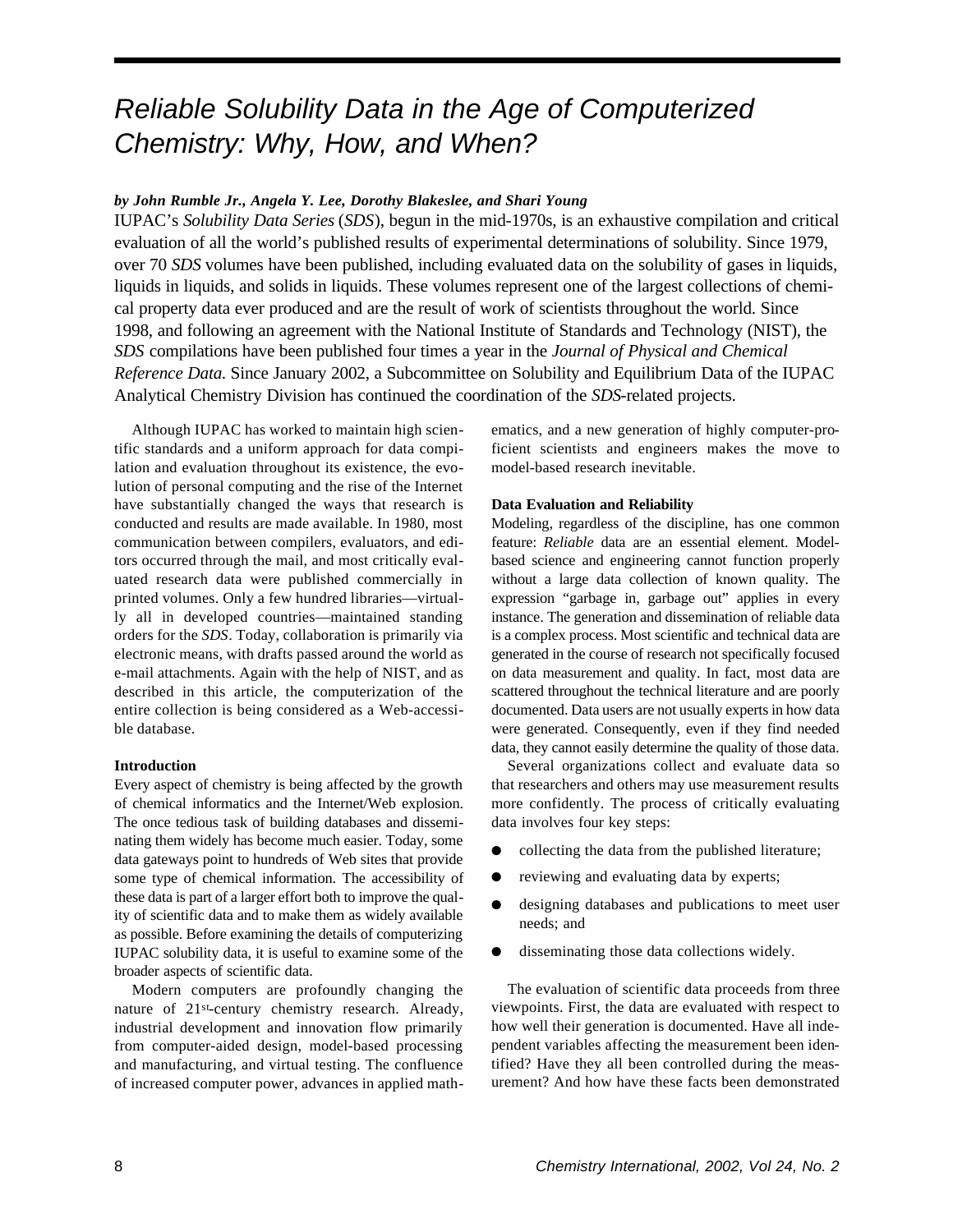# *Reliable Solubility Data in the Age of Computerized Chemistry: Why, How, and When?*

***by John Rumble Jr., Angela Y. Lee, Dorothy Blakeslee, and Shari Young***

IUPAC's *Solubility Data Series* (*SDS*), begun in the mid-1970s, is an exhaustive compilation and critical evaluation of all the world's published results of experimental determinations of solubility. Since 1979, over 70 *SDS* volumes have been published, including evaluated data on the solubility of gases in liquids, liquids in liquids, and solids in liquids. These volumes represent one of the largest collections of chemical property data ever produced and are the result of work of scientists throughout the world. Since 1998, and following an agreement with the National Institute of Standards and Technology (NIST), the *SDS* compilations have been published four times a year in the *Journal of Physical and Chemical Reference Data.* Since January 2002, a Subcommittee on Solubility and Equilibrium Data of the IUPAC Analytical Chemistry Division has continued the coordination of the *SDS*-related projects.

Although IUPAC has worked to maintain high scientific standards and a uniform approach for data compilation and evaluation throughout its existence, the evolution of personal computing and the rise of the Internet have substantially changed the ways that research is conducted and results are made available. In 1980, most communication between compilers, evaluators, and editors occurred through the mail, and most critically evaluated research data were published commercially in printed volumes. Only a few hundred libraries—virtually all in developed countries—maintained standing orders for the *SDS*. Today, collaboration is primarily via electronic means, with drafts passed around the world as e-mail attachments. Again with the help of NIST, and as described in this article, the computerization of the entire collection is being considered as a Web-accessible database.

**Introduction**

Every aspect of chemistry is being affected by the growth of chemical informatics and the Internet/Web explosion. The once tedious task of building databases and disseminating them widely has become much easier. Today, some data gateways point to hundreds of Web sites that provide some type of chemical information. The accessibility of these data is part of a larger effort both to improve the quality of scientific data and to make them as widely available as possible. Before examining the details of computerizing IUPAC solubility data, it is useful to examine some of the broader aspects of scientific data.

Modern computers are profoundly changing the nature of 21st-century chemistry research. Already, industrial development and innovation flow primarily from computer-aided design, model-based processing and manufacturing, and virtual testing. The confluence of increased computer power, advances in applied mathematics, and a new generation of highly computer-proficient scientists and engineers makes the move to model-based research inevitable.

**Data Evaluation and Reliability**

Modeling, regardless of the discipline, has one common feature: *Reliable* data are an essential element. Model-based science and engineering cannot function properly without a large data collection of known quality. The expression "garbage in, garbage out" applies in every instance. The generation and dissemination of reliable data is a complex process. Most scientific and technical data are generated in the course of research not specifically focused on data measurement and quality. In fact, most data are scattered throughout the technical literature and are poorly documented. Data users are not usually experts in how data were generated. Consequently, even if they find needed data, they cannot easily determine the quality of those data.

Several organizations collect and evaluate data so that researchers and others may use measurement results more confidently. The process of critically evaluating data involves four key steps:

- collecting the data from the published literature;
- reviewing and evaluating data by experts;
- designing databases and publications to meet user needs; and
- disseminating those data collections widely.

The evaluation of scientific data proceeds from three viewpoints. First, the data are evaluated with respect to how well their generation is documented. Have all independent variables affecting the measurement been identified? Have they all been controlled during the measurement? And how have these facts been demonstrated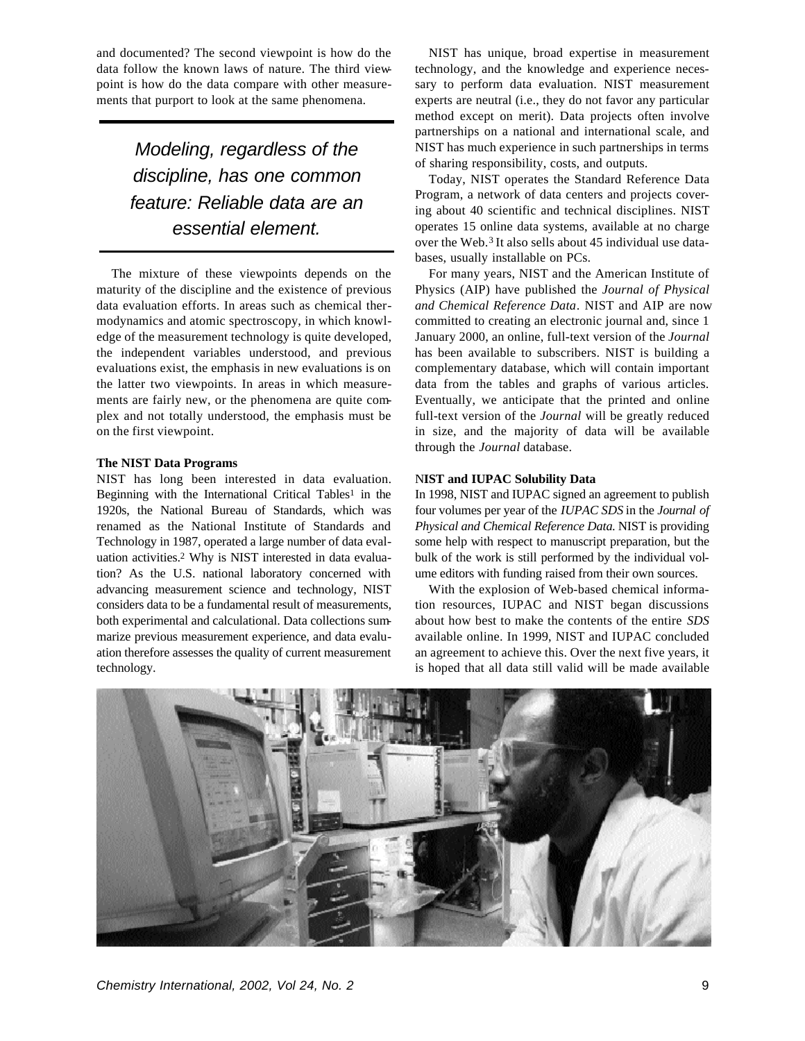and documented? The second viewpoint is how do the data follow the known laws of nature. The third viewpoint is how do the data compare with other measurements that purport to look at the same phenomena.

> *Modeling, regardless of the discipline, has one common feature: Reliable data are an essential element.*

The mixture of these viewpoints depends on the maturity of the discipline and the existence of previous data evaluation efforts. In areas such as chemical thermodynamics and atomic spectroscopy, in which knowledge of the measurement technology is quite developed, the independent variables understood, and previous evaluations exist, the emphasis in new evaluations is on the latter two viewpoints. In areas in which measurements are fairly new, or the phenomena are quite complex and not totally understood, the emphasis must be on the first viewpoint.

### The NIST Data Programs

NIST has long been interested in data evaluation. Beginning with the International Critical Tables[1] in the 1920s, the National Bureau of Standards, which was renamed as the National Institute of Standards and Technology in 1987, operated a large number of data evaluation activities.[2] Why is NIST interested in data evaluation? As the U.S. national laboratory concerned with advancing measurement science and technology, NIST considers data to be a fundamental result of measurements, both experimental and calculational. Data collections summarize previous measurement experience, and data evaluation therefore assesses the quality of current measurement technology.

NIST has unique, broad expertise in measurement technology, and the knowledge and experience necessary to perform data evaluation. NIST measurement experts are neutral (i.e., they do not favor any particular method except on merit). Data projects often involve partnerships on a national and international scale, and NIST has much experience in such partnerships in terms of sharing responsibility, costs, and outputs.

Today, NIST operates the Standard Reference Data Program, a network of data centers and projects covering about 40 scientific and technical disciplines. NIST operates 15 online data systems, available at no charge over the Web.[3] It also sells about 45 individual use databases, usually installable on PCs.

For many years, NIST and the American Institute of Physics (AIP) have published the *Journal of Physical and Chemical Reference Data*. NIST and AIP are now committed to creating an electronic journal and, since 1 January 2000, an online, full-text version of the *Journal* has been available to subscribers. NIST is building a complementary database, which will contain important data from the tables and graphs of various articles. Eventually, we anticipate that the printed and online full-text version of the *Journal* will be greatly reduced in size, and the majority of data will be available through the *Journal* database.

### NIST and IUPAC Solubility Data

In 1998, NIST and IUPAC signed an agreement to publish four volumes per year of the *IUPAC SDS* in the *Journal of Physical and Chemical Reference Data.* NIST is providing some help with respect to manuscript preparation, but the bulk of the work is still performed by the individual volume editors with funding raised from their own sources.

With the explosion of Web-based chemical information resources, IUPAC and NIST began discussions about how best to make the contents of the entire *SDS* available online. In 1999, NIST and IUPAC concluded an agreement to achieve this. Over the next five years, it is hoped that all data still valid will be made available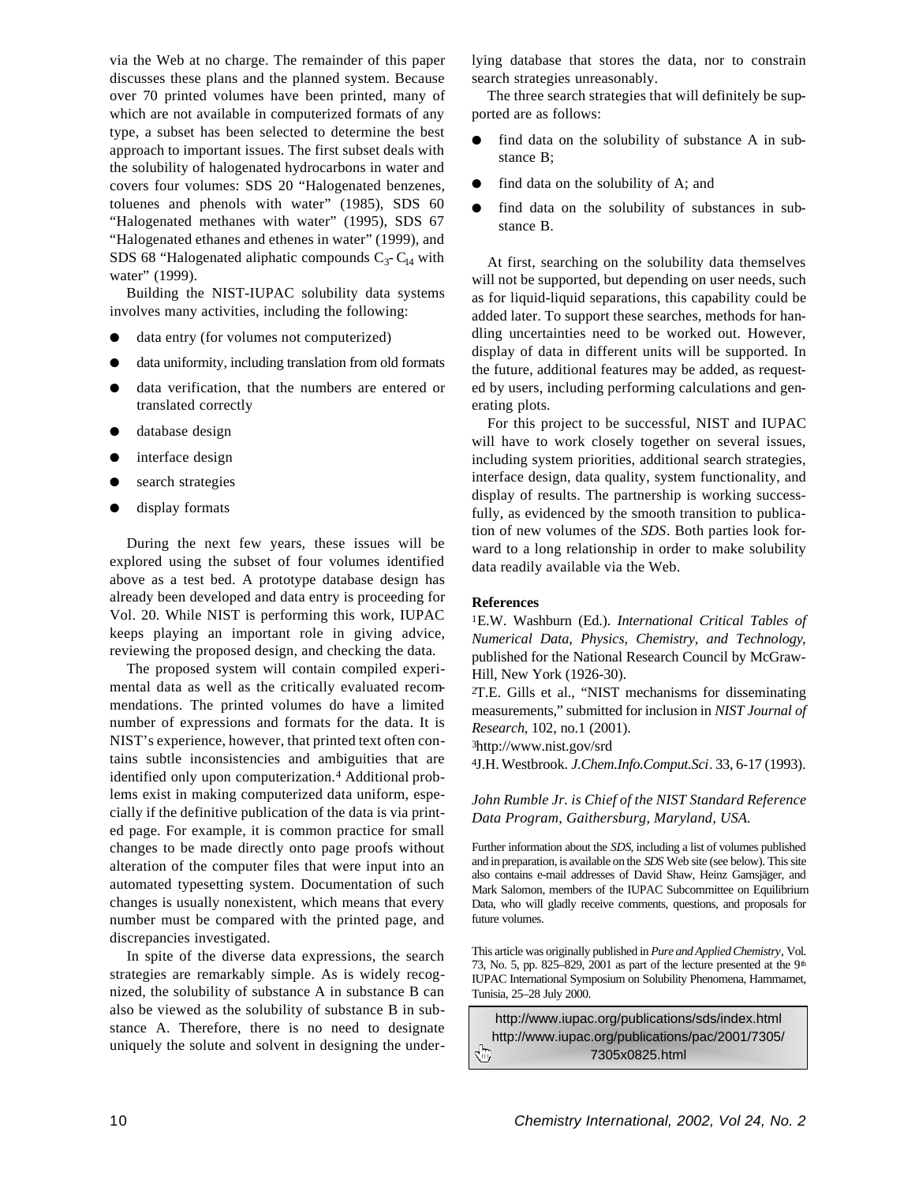via the Web at no charge. The remainder of this paper discusses these plans and the planned system. Because over 70 printed volumes have been printed, many of which are not available in computerized formats of any type, a subset has been selected to determine the best approach to important issues. The first subset deals with the solubility of halogenated hydrocarbons in water and covers four volumes: SDS 20 "Halogenated benzenes, toluenes and phenols with water" (1985), SDS 60 "Halogenated methanes with water" (1995), SDS 67 "Halogenated ethanes and ethenes in water" (1999), and SDS 68 "Halogenated aliphatic compounds $C_3$- $C_{14}$ with water" (1999).

Building the NIST-IUPAC solubility data systems involves many activities, including the following:

- data entry (for volumes not computerized)
- data uniformity, including translation from old formats
- data verification, that the numbers are entered or translated correctly
- database design
- interface design
- search strategies
- display formats

During the next few years, these issues will be explored using the subset of four volumes identified above as a test bed. A prototype database design has already been developed and data entry is proceeding for Vol. 20. While NIST is performing this work, IUPAC keeps playing an important role in giving advice, reviewing the proposed design, and checking the data.

The proposed system will contain compiled experimental data as well as the critically evaluated recommendations. The printed volumes do have a limited number of expressions and formats for the data. It is NIST's experience, however, that printed text often contains subtle inconsistencies and ambiguities that are identified only upon computerization.[4] Additional problems exist in making computerized data uniform, especially if the definitive publication of the data is via printed page. For example, it is common practice for small changes to be made directly onto page proofs without alteration of the computer files that were input into an automated typesetting system. Documentation of such changes is usually nonexistent, which means that every number must be compared with the printed page, and discrepancies investigated.

In spite of the diverse data expressions, the search strategies are remarkably simple. As is widely recognized, the solubility of substance A in substance B can also be viewed as the solubility of substance B in substance A. Therefore, there is no need to designate uniquely the solute and solvent in designing the underlying database that stores the data, nor to constrain search strategies unreasonably.

The three search strategies that will definitely be supported are as follows:

- find data on the solubility of substance A in substance B;
- find data on the solubility of A; and
- find data on the solubility of substances in substance B.

At first, searching on the solubility data themselves will not be supported, but depending on user needs, such as for liquid-liquid separations, this capability could be added later. To support these searches, methods for handling uncertainties need to be worked out. However, display of data in different units will be supported. In the future, additional features may be added, as requested by users, including performing calculations and generating plots.

For this project to be successful, NIST and IUPAC will have to work closely together on several issues, including system priorities, additional search strategies, interface design, data quality, system functionality, and display of results. The partnership is working successfully, as evidenced by the smooth transition to publication of new volumes of the *SDS*. Both parties look forward to a long relationship in order to make solubility data readily available via the Web.

**References**

[1]E.W. Washburn (Ed.). *International Critical Tables of Numerical Data, Physics, Chemistry, and Technology*, published for the National Research Council by McGraw-Hill, New York (1926-30).

[2]T.E. Gills et al., "NIST mechanisms for disseminating measurements," submitted for inclusion in *NIST Journal of Research*, 102, no.1 (2001).

[3]http://www.nist.gov/srd

[4]J.H. Westbrook. *J.Chem.Info.Comput.Sci*. 33, 6-17 (1993).

*John Rumble Jr. is Chief of the NIST Standard Reference Data Program, Gaithersburg, Maryland, USA.*

Further information about the *SDS*, including a list of volumes published and in preparation, is available on the *SDS* Web site (see below). This site also contains e-mail addresses of David Shaw, Heinz Gamsjäger, and Mark Salomon, members of the IUPAC Subcommittee on Equilibrium Data, who will gladly receive comments, questions, and proposals for future volumes.

This article was originally published in *Pure and Applied Chemistry*, Vol. 73, No. 5, pp. 825–829, 2001 as part of the lecture presented at the 9th IUPAC International Symposium on Solubility Phenomena, Hammamet, Tunisia, 25–28 July 2000.

http://www.iupac.org/publications/sds/index.html
http://www.iupac.org/publications/pac/2001/7305/7305x0825.html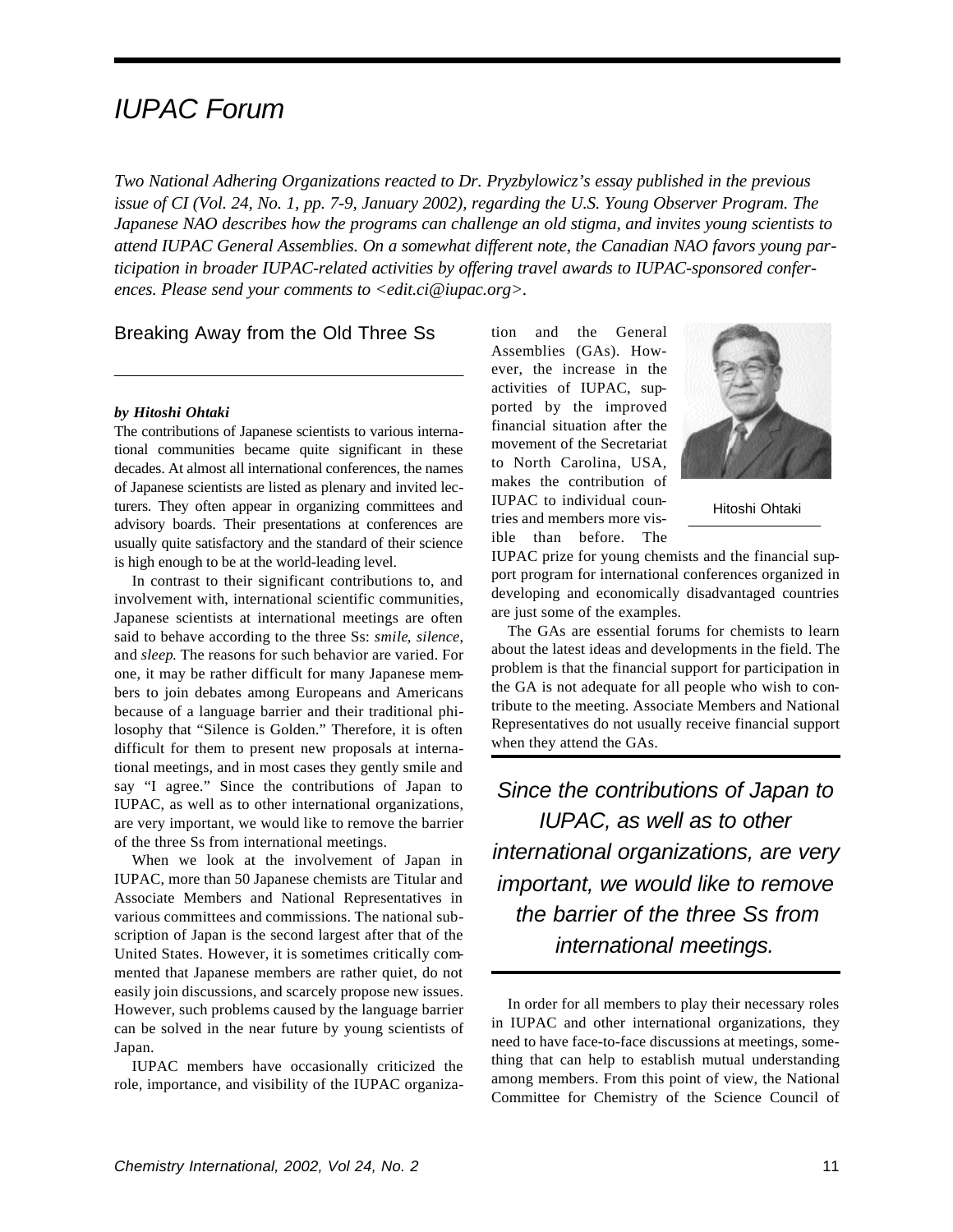# IUPAC Forum

*Two National Adhering Organizations reacted to Dr. Pryzbylowicz's essay published in the previous issue of CI (Vol. 24, No. 1, pp. 7-9, January 2002), regarding the U.S. Young Observer Program. The Japanese NAO describes how the programs can challenge an old stigma, and invites young scientists to attend IUPAC General Assemblies. On a somewhat different note, the Canadian NAO favors young participation in broader IUPAC-related activities by offering travel awards to IUPAC-sponsored conferences. Please send your comments to <edit.ci@iupac.org>.*

## Breaking Away from the Old Three Ss

***by Hitoshi Ohtaki***

The contributions of Japanese scientists to various international communities became quite significant in these decades. At almost all international conferences, the names of Japanese scientists are listed as plenary and invited lecturers. They often appear in organizing committees and advisory boards. Their presentations at conferences are usually quite satisfactory and the standard of their science is high enough to be at the world-leading level.

In contrast to their significant contributions to, and involvement with, international scientific communities, Japanese scientists at international meetings are often said to behave according to the three Ss: *smile*, *silence*, and *sleep*. The reasons for such behavior are varied. For one, it may be rather difficult for many Japanese members to join debates among Europeans and Americans because of a language barrier and their traditional philosophy that "Silence is Golden." Therefore, it is often difficult for them to present new proposals at international meetings, and in most cases they gently smile and say "I agree." Since the contributions of Japan to IUPAC, as well as to other international organizations, are very important, we would like to remove the barrier of the three Ss from international meetings.

When we look at the involvement of Japan in IUPAC, more than 50 Japanese chemists are Titular and Associate Members and National Representatives in various committees and commissions. The national subscription of Japan is the second largest after that of the United States. However, it is sometimes critically commented that Japanese members are rather quiet, do not easily join discussions, and scarcely propose new issues. However, such problems caused by the language barrier can be solved in the near future by young scientists of Japan.

IUPAC members have occasionally criticized the role, importance, and visibility of the IUPAC organization and the General Assemblies (GAs). However, the increase in the activities of IUPAC, supported by the improved financial situation after the movement of the Secretariat to North Carolina, USA, makes the contribution of IUPAC to individual countries and members more visible than before. The IUPAC prize for young chemists and the financial support program for international conferences organized in developing and economically disadvantaged countries are just some of the examples.

Hitoshi Ohtaki

The GAs are essential forums for chemists to learn about the latest ideas and developments in the field. The problem is that the financial support for participation in the GA is not adequate for all people who wish to contribute to the meeting. Associate Members and National Representatives do not usually receive financial support when they attend the GAs.

*Since the contributions of Japan to IUPAC, as well as to other international organizations, are very important, we would like to remove the barrier of the three Ss from international meetings.*

In order for all members to play their necessary roles in IUPAC and other international organizations, they need to have face-to-face discussions at meetings, something that can help to establish mutual understanding among members. From this point of view, the National Committee for Chemistry of the Science Council of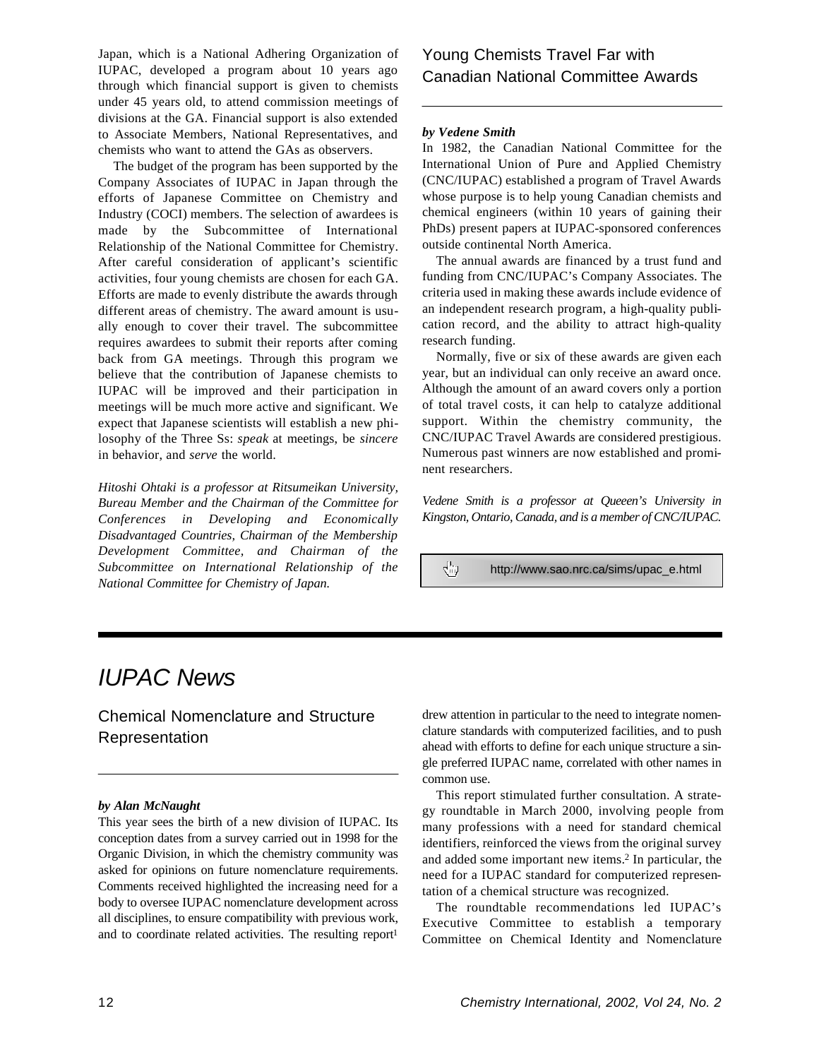Japan, which is a National Adhering Organization of IUPAC, developed a program about 10 years ago through which financial support is given to chemists under 45 years old, to attend commission meetings of divisions at the GA. Financial support is also extended to Associate Members, National Representatives, and chemists who want to attend the GAs as observers.

The budget of the program has been supported by the Company Associates of IUPAC in Japan through the efforts of Japanese Committee on Chemistry and Industry (COCI) members. The selection of awardees is made by the Subcommittee of International Relationship of the National Committee for Chemistry. After careful consideration of applicant's scientific activities, four young chemists are chosen for each GA. Efforts are made to evenly distribute the awards through different areas of chemistry. The award amount is usually enough to cover their travel. The subcommittee requires awardees to submit their reports after coming back from GA meetings. Through this program we believe that the contribution of Japanese chemists to IUPAC will be improved and their participation in meetings will be much more active and significant. We expect that Japanese scientists will establish a new philosophy of the Three Ss: *speak* at meetings, be *sincere* in behavior, and *serve* the world.

*Hitoshi Ohtaki is a professor at Ritsumeikan University, Bureau Member and the Chairman of the Committee for Conferences in Developing and Economically Disadvantaged Countries, Chairman of the Membership Development Committee, and Chairman of the Subcommittee on International Relationship of the National Committee for Chemistry of Japan.*

## Young Chemists Travel Far with Canadian National Committee Awards

***by Vedene Smith***

In 1982, the Canadian National Committee for the International Union of Pure and Applied Chemistry (CNC/IUPAC) established a program of Travel Awards whose purpose is to help young Canadian chemists and chemical engineers (within 10 years of gaining their PhDs) present papers at IUPAC-sponsored conferences outside continental North America.

The annual awards are financed by a trust fund and funding from CNC/IUPAC's Company Associates. The criteria used in making these awards include evidence of an independent research program, a high-quality publication record, and the ability to attract high-quality research funding.

Normally, five or six of these awards are given each year, but an individual can only receive an award once. Although the amount of an award covers only a portion of total travel costs, it can help to catalyze additional support. Within the chemistry community, the CNC/IUPAC Travel Awards are considered prestigious. Numerous past winners are now established and prominent researchers.

*Vedene Smith is a professor at Queeen's University in Kingston, Ontario, Canada, and is a member of CNC/IUPAC.*

http://www.sao.nrc.ca/sims/upac_e.html

# IUPAC News

## Chemical Nomenclature and Structure Representation

***by Alan McNaught***

This year sees the birth of a new division of IUPAC. Its conception dates from a survey carried out in 1998 for the Organic Division, in which the chemistry community was asked for opinions on future nomenclature requirements. Comments received highlighted the increasing need for a body to oversee IUPAC nomenclature development across all disciplines, to ensure compatibility with previous work, and to coordinate related activities. The resulting report[1] drew attention in particular to the need to integrate nomenclature standards with computerized facilities, and to push ahead with efforts to define for each unique structure a single preferred IUPAC name, correlated with other names in common use.

This report stimulated further consultation. A strategy roundtable in March 2000, involving people from many professions with a need for standard chemical identifiers, reinforced the views from the original survey and added some important new items.[2] In particular, the need for a IUPAC standard for computerized representation of a chemical structure was recognized.

The roundtable recommendations led IUPAC's Executive Committee to establish a temporary Committee on Chemical Identity and Nomenclature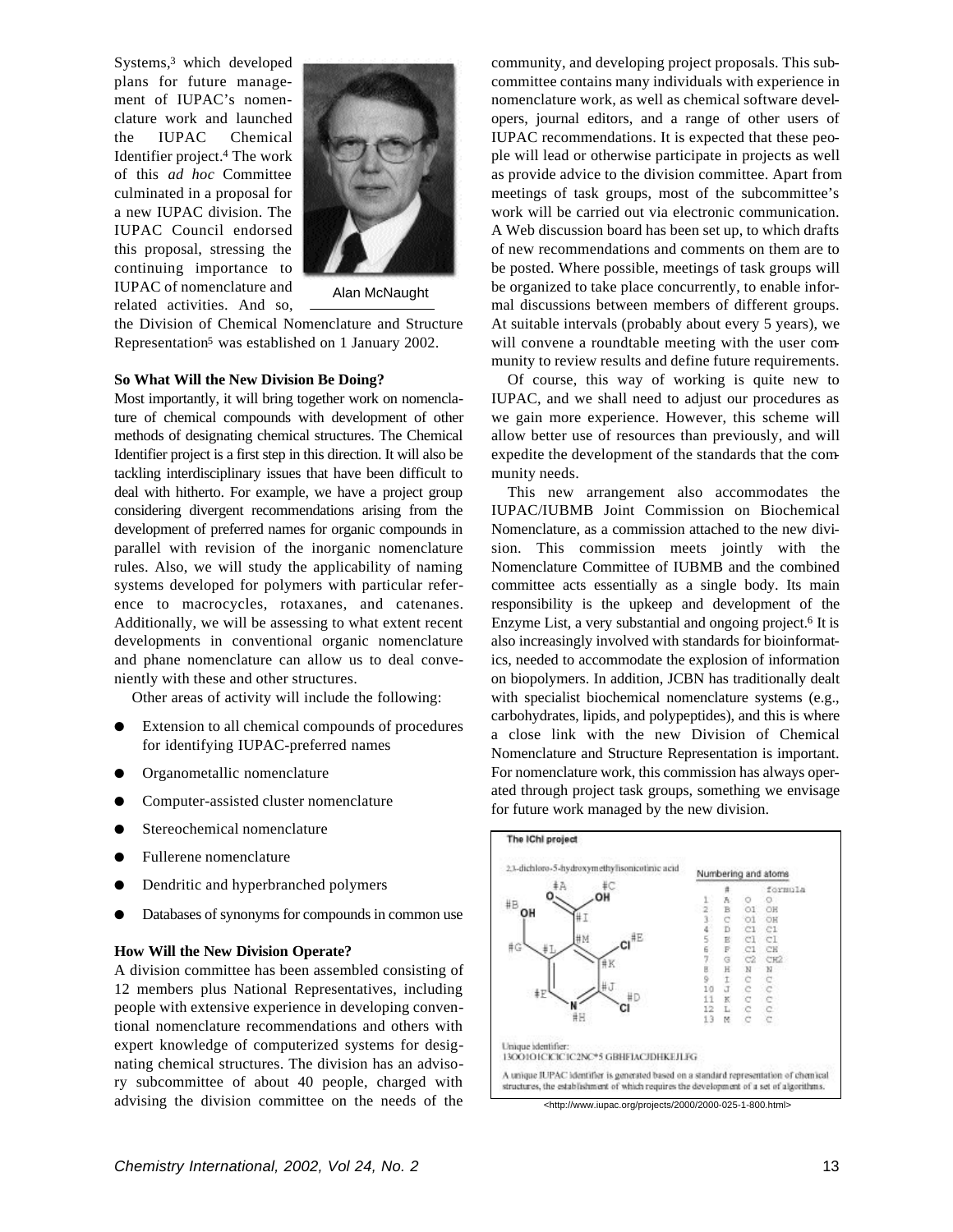Systems,[3] which developed plans for future management of IUPAC's nomenclature work and launched the IUPAC Chemical Identifier project.[4] The work of this *ad hoc* Committee culminated in a proposal for a new IUPAC division. The IUPAC Council endorsed this proposal, stressing the continuing importance to IUPAC of nomenclature and related activities. And so, the Division of Chemical Nomenclature and Structure Representation[5] was established on 1 January 2002.

Alan McNaught

**So What Will the New Division Be Doing?**

Most importantly, it will bring together work on nomenclature of chemical compounds with development of other methods of designating chemical structures. The Chemical Identifier project is a first step in this direction. It will also be tackling interdisciplinary issues that have been difficult to deal with hitherto. For example, we have a project group considering divergent recommendations arising from the development of preferred names for organic compounds in parallel with revision of the inorganic nomenclature rules. Also, we will study the applicability of naming systems developed for polymers with particular reference to macrocycles, rotaxanes, and catenanes. Additionally, we will be assessing to what extent recent developments in conventional organic nomenclature and phane nomenclature can allow us to deal conveniently with these and other structures.

Other areas of activity will include the following:

- Extension to all chemical compounds of procedures for identifying IUPAC-preferred names
- Organometallic nomenclature
- Computer-assisted cluster nomenclature
- Stereochemical nomenclature
- Fullerene nomenclature
- Dendritic and hyperbranched polymers
- Databases of synonyms for compounds in common use

**How Will the New Division Operate?**

A division committee has been assembled consisting of 12 members plus National Representatives, including people with extensive experience in developing conventional nomenclature recommendations and others with expert knowledge of computerized systems for designating chemical structures. The division has an advisory subcommittee of about 40 people, charged with advising the division committee on the needs of the community, and developing project proposals. This subcommittee contains many individuals with experience in nomenclature work, as well as chemical software developers, journal editors, and a range of other users of IUPAC recommendations. It is expected that these people will lead or otherwise participate in projects as well as provide advice to the division committee. Apart from meetings of task groups, most of the subcommittee's work will be carried out via electronic communication. A Web discussion board has been set up, to which drafts of new recommendations and comments on them are to be posted. Where possible, meetings of task groups will be organized to take place concurrently, to enable informal discussions between members of different groups. At suitable intervals (probably about every 5 years), we will convene a roundtable meeting with the user community to review results and define future requirements.

Of course, this way of working is quite new to IUPAC, and we shall need to adjust our procedures as we gain more experience. However, this scheme will allow better use of resources than previously, and will expedite the development of the standards that the community needs.

This new arrangement also accommodates the IUPAC/IUBMB Joint Commission on Biochemical Nomenclature, as a commission attached to the new division. This commission meets jointly with the Nomenclature Committee of IUBMB and the combined committee acts essentially as a single body. Its main responsibility is the upkeep and development of the Enzyme List, a very substantial and ongoing project.[6] It is also increasingly involved with standards for bioinformatics, needed to accommodate the explosion of information on biopolymers. In addition, JCBN has traditionally dealt with specialist biochemical nomenclature systems (e.g., carbohydrates, lipids, and polypeptides), and this is where a close link with the new Division of Chemical Nomenclature and Structure Representation is important. For nomenclature work, this commission has always operated through project task groups, something we envisage for future work managed by the new division.

**The IChI project**

2,3-dichloro-5-hydroxymethylisonicotinic acid

Numbering and atoms

| | # | | formula |
|---|---|---|---|
| 1 | A | O | O |
| 2 | B | O1 | OH |
| 3 | C | O1 | OH |
| 4 | D | Cl | Cl |
| 5 | E | Cl | Cl |
| 6 | F | C1 | CH |
| 7 | G | C2 | CH2 |
| 8 | H | N | N |
| 9 | I | C | C |
| 10 | J | C | C |
| 11 | K | C | C |
| 12 | L | C | C |
| 13 | M | C | C |

Unique identifier:
13OO1O1ClClC1C1C2NC*5 GBHFIACJDHKEJLFG

A unique IUPAC identifier is generated based on a standard representation of chemical structures, the establishment of which requires the development of a set of algorithms.

<http://www.iupac.org/projects/2000/2000-025-1-800.html>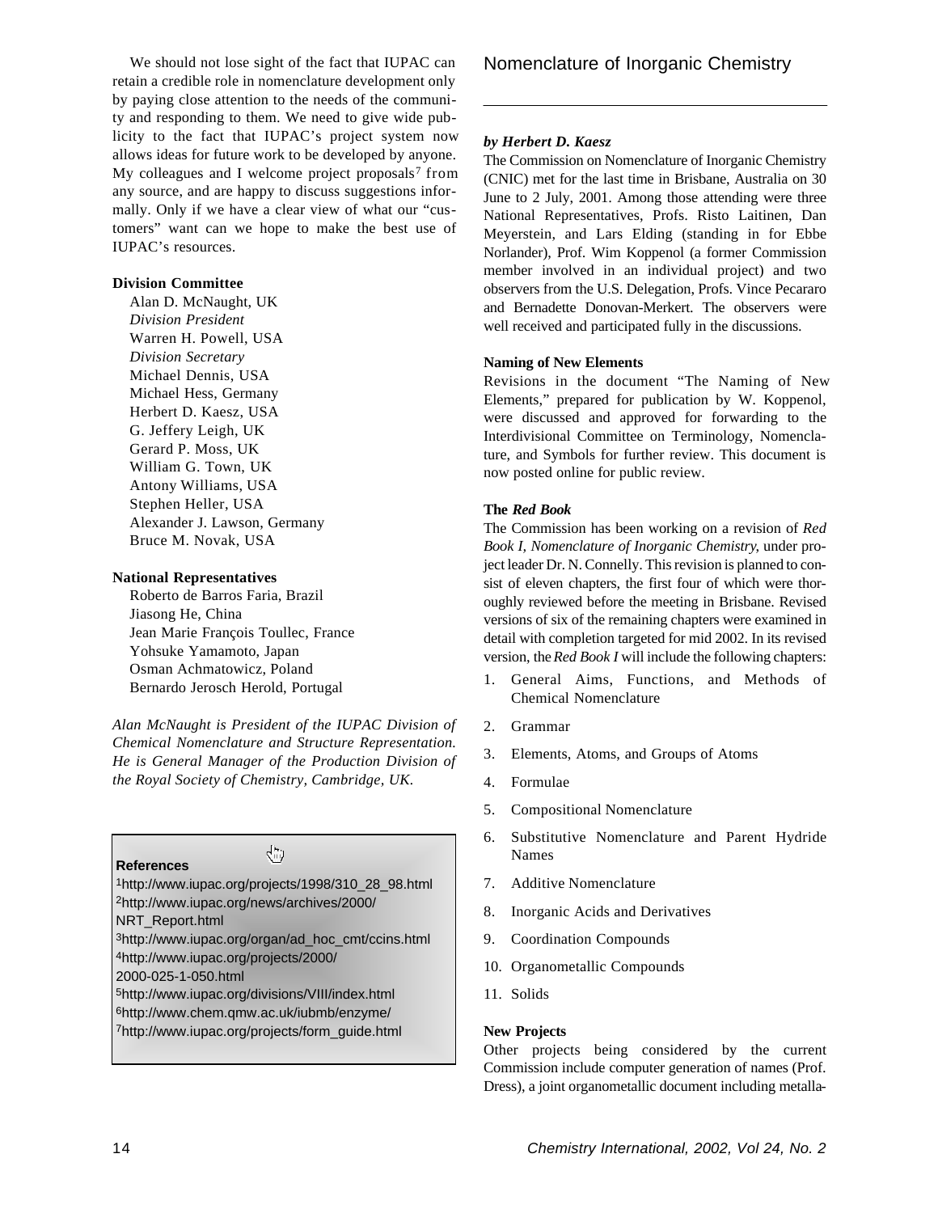We should not lose sight of the fact that IUPAC can retain a credible role in nomenclature development only by paying close attention to the needs of the community and responding to them. We need to give wide publicity to the fact that IUPAC's project system now allows ideas for future work to be developed by anyone. My colleagues and I welcome project proposals[7] from any source, and are happy to discuss suggestions informally. Only if we have a clear view of what our "customers" want can we hope to make the best use of IUPAC's resources.

**Division Committee**

Alan D. McNaught, UK
*Division President*
Warren H. Powell, USA
*Division Secretary*
Michael Dennis, USA
Michael Hess, Germany
Herbert D. Kaesz, USA
G. Jeffery Leigh, UK
Gerard P. Moss, UK
William G. Town, UK
Antony Williams, USA
Stephen Heller, USA
Alexander J. Lawson, Germany
Bruce M. Novak, USA

**National Representatives**

Roberto de Barros Faria, Brazil
Jiasong He, China
Jean Marie François Toullec, France
Yohsuke Yamamoto, Japan
Osman Achmatowicz, Poland
Bernardo Jerosch Herold, Portugal

*Alan McNaught is President of the IUPAC Division of Chemical Nomenclature and Structure Representation. He is General Manager of the Production Division of the Royal Society of Chemistry, Cambridge, UK.*

**References**

[1] http://www.iupac.org/projects/1998/310_28_98.html
[2] http://www.iupac.org/news/archives/2000/NRT_Report.html
[3] http://www.iupac.org/organ/ad_hoc_cmt/ccins.html
[4] http://www.iupac.org/projects/2000/2000-025-1-050.html
[5] http://www.iupac.org/divisions/VIII/index.html
[6] http://www.chem.qmw.ac.uk/iubmb/enzyme/
[7] http://www.iupac.org/projects/form_guide.html

# Nomenclature of Inorganic Chemistry

***by Herbert D. Kaesz***

The Commission on Nomenclature of Inorganic Chemistry (CNIC) met for the last time in Brisbane, Australia on 30 June to 2 July, 2001. Among those attending were three National Representatives, Profs. Risto Laitinen, Dan Meyerstein, and Lars Elding (standing in for Ebbe Norlander), Prof. Wim Koppenol (a former Commission member involved in an individual project) and two observers from the U.S. Delegation, Profs. Vince Pecararo and Bernadette Donovan-Merkert. The observers were well received and participated fully in the discussions.

**Naming of New Elements**

Revisions in the document "The Naming of New Elements," prepared for publication by W. Koppenol, were discussed and approved for forwarding to the Interdivisional Committee on Terminology, Nomenclature, and Symbols for further review. This document is now posted online for public review.

**The *Red Book***

The Commission has been working on a revision of *Red Book I, Nomenclature of Inorganic Chemistry*, under project leader Dr. N. Connelly. This revision is planned to consist of eleven chapters, the first four of which were thoroughly reviewed before the meeting in Brisbane. Revised versions of six of the remaining chapters were examined in detail with completion targeted for mid 2002. In its revised version, the *Red Book I* will include the following chapters:

1. General Aims, Functions, and Methods of Chemical Nomenclature
2. Grammar
3. Elements, Atoms, and Groups of Atoms
4. Formulae
5. Compositional Nomenclature
6. Substitutive Nomenclature and Parent Hydride Names
7. Additive Nomenclature
8. Inorganic Acids and Derivatives
9. Coordination Compounds
10. Organometallic Compounds
11. Solids

**New Projects**

Other projects being considered by the current Commission include computer generation of names (Prof. Dress), a joint organometallic document including metalla-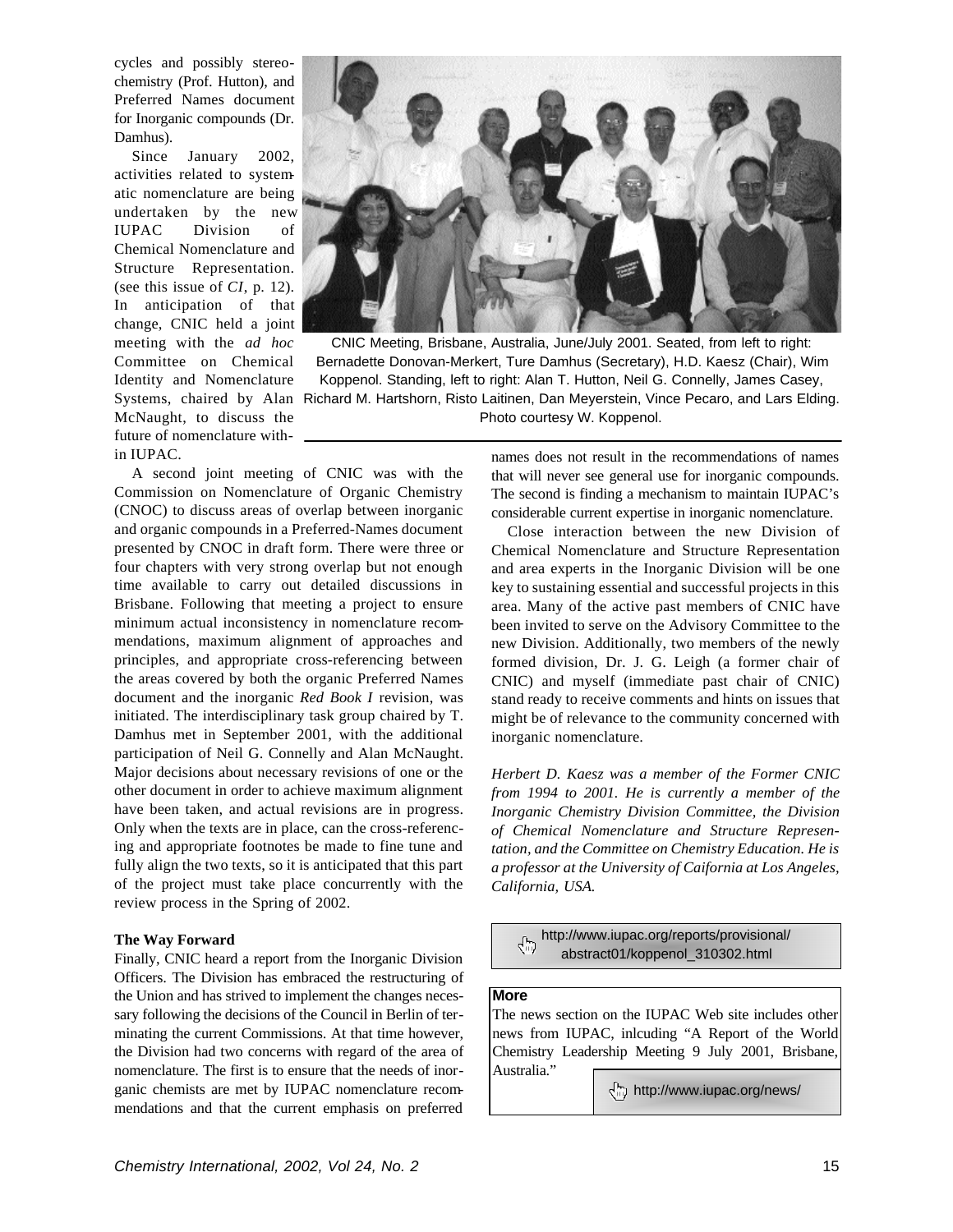cycles and possibly stereochemistry (Prof. Hutton), and Preferred Names document for Inorganic compounds (Dr. Damhus).

Since January 2002, activities related to systematic nomenclature are being undertaken by the new IUPAC Division of Chemical Nomenclature and Structure Representation. (see this issue of *CI*, p. 12). In anticipation of that change, CNIC held a joint meeting with the *ad hoc* Committee on Chemical Identity and Nomenclature Systems, chaired by Alan McNaught, to discuss the future of nomenclature within IUPAC.

CNIC Meeting, Brisbane, Australia, June/July 2001. Seated, from left to right: Bernadette Donovan-Merkert, Ture Damhus (Secretary), H.D. Kaesz (Chair), Wim Koppenol. Standing, left to right: Alan T. Hutton, Neil G. Connelly, James Casey, Richard M. Hartshorn, Risto Laitinen, Dan Meyerstein, Vince Pecaro, and Lars Elding. Photo courtesy W. Koppenol.

A second joint meeting of CNIC was with the Commission on Nomenclature of Organic Chemistry (CNOC) to discuss areas of overlap between inorganic and organic compounds in a Preferred-Names document presented by CNOC in draft form. There were three or four chapters with very strong overlap but not enough time available to carry out detailed discussions in Brisbane. Following that meeting a project to ensure minimum actual inconsistency in nomenclature recommendations, maximum alignment of approaches and principles, and appropriate cross-referencing between the areas covered by both the organic Preferred Names document and the inorganic *Red Book I* revision, was initiated. The interdisciplinary task group chaired by T. Damhus met in September 2001, with the additional participation of Neil G. Connelly and Alan McNaught. Major decisions about necessary revisions of one or the other document in order to achieve maximum alignment have been taken, and actual revisions are in progress. Only when the texts are in place, can the cross-referencing and appropriate footnotes be made to fine tune and fully align the two texts, so it is anticipated that this part of the project must take place concurrently with the review process in the Spring of 2002.

**The Way Forward**

Finally, CNIC heard a report from the Inorganic Division Officers. The Division has embraced the restructuring of the Union and has strived to implement the changes necessary following the decisions of the Council in Berlin of terminating the current Commissions. At that time however, the Division had two concerns with regard of the area of nomenclature. The first is to ensure that the needs of inorganic chemists are met by IUPAC nomenclature recommendations and that the current emphasis on preferred names does not result in the recommendations of names that will never see general use for inorganic compounds. The second is finding a mechanism to maintain IUPAC's considerable current expertise in inorganic nomenclature.

Close interaction between the new Division of Chemical Nomenclature and Structure Representation and area experts in the Inorganic Division will be one key to sustaining essential and successful projects in this area. Many of the active past members of CNIC have been invited to serve on the Advisory Committee to the new Division. Additionally, two members of the newly formed division, Dr. J. G. Leigh (a former chair of CNIC) and myself (immediate past chair of CNIC) stand ready to receive comments and hints on issues that might be of relevance to the community concerned with inorganic nomenclature.

*Herbert D. Kaesz was a member of the Former CNIC from 1994 to 2001. He is currently a member of the Inorganic Chemistry Division Committee, the Division of Chemical Nomenclature and Structure Representation, and the Committee on Chemistry Education. He is a professor at the University of Caifornia at Los Angeles, California, USA.*

http://www.iupac.org/reports/provisional/abstract01/koppenol_310302.html

**More**

The news section on the IUPAC Web site includes other news from IUPAC, inlcuding "A Report of the World Chemistry Leadership Meeting 9 July 2001, Brisbane, Australia."

http://www.iupac.org/news/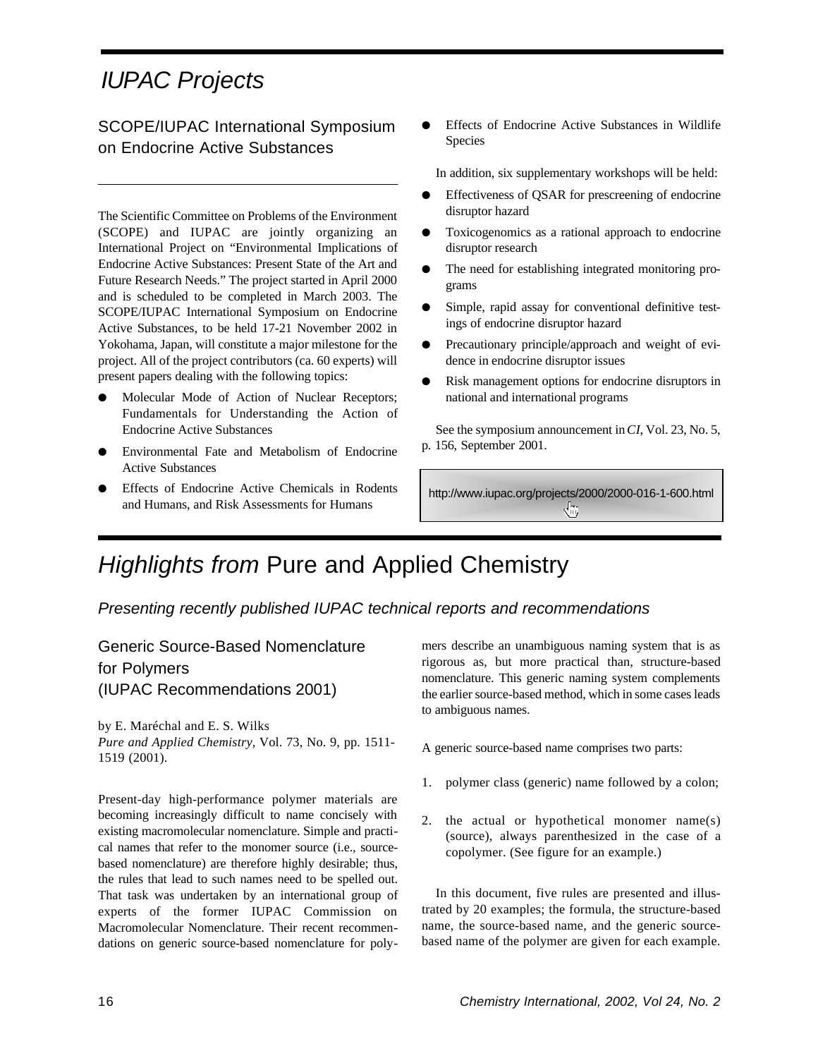# *IUPAC Projects*

## SCOPE/IUPAC International Symposium on Endocrine Active Substances

The Scientific Committee on Problems of the Environment (SCOPE) and IUPAC are jointly organizing an International Project on "Environmental Implications of Endocrine Active Substances: Present State of the Art and Future Research Needs." The project started in April 2000 and is scheduled to be completed in March 2003. The SCOPE/IUPAC International Symposium on Endocrine Active Substances, to be held 17-21 November 2002 in Yokohama, Japan, will constitute a major milestone for the project. All of the project contributors (ca. 60 experts) will present papers dealing with the following topics:

- Molecular Mode of Action of Nuclear Receptors; Fundamentals for Understanding the Action of Endocrine Active Substances
- Environmental Fate and Metabolism of Endocrine Active Substances
- Effects of Endocrine Active Chemicals in Rodents and Humans, and Risk Assessments for Humans
- Effects of Endocrine Active Substances in Wildlife Species

In addition, six supplementary workshops will be held:

- Effectiveness of QSAR for prescreening of endocrine disruptor hazard
- Toxicogenomics as a rational approach to endocrine disruptor research
- The need for establishing integrated monitoring programs
- Simple, rapid assay for conventional definitive testings of endocrine disruptor hazard
- Precautionary principle/approach and weight of evidence in endocrine disruptor issues
- Risk management options for endocrine disruptors in national and international programs

See the symposium announcement in *CI*, Vol. 23, No. 5, p. 156, September 2001.

http://www.iupac.org/projects/2000/2000-016-1-600.html

# *Highlights from* Pure and Applied Chemistry

### *Presenting recently published IUPAC technical reports and recommendations*

## Generic Source-Based Nomenclature for Polymers (IUPAC Recommendations 2001)

by E. Maréchal and E. S. Wilks
*Pure and Applied Chemistry*, Vol. 73, No. 9, pp. 1511-1519 (2001).

Present-day high-performance polymer materials are becoming increasingly difficult to name concisely with existing macromolecular nomenclature. Simple and practical names that refer to the monomer source (i.e., source-based nomenclature) are therefore highly desirable; thus, the rules that lead to such names need to be spelled out. That task was undertaken by an international group of experts of the former IUPAC Commission on Macromolecular Nomenclature. Their recent recommendations on generic source-based nomenclature for polymers describe an unambiguous naming system that is as rigorous as, but more practical than, structure-based nomenclature. This generic naming system complements the earlier source-based method, which in some cases leads to ambiguous names.

A generic source-based name comprises two parts:

1. polymer class (generic) name followed by a colon;
2. the actual or hypothetical monomer name(s) (source), always parenthesized in the case of a copolymer. (See figure for an example.)

In this document, five rules are presented and illustrated by 20 examples; the formula, the structure-based name, the source-based name, and the generic source-based name of the polymer are given for each example.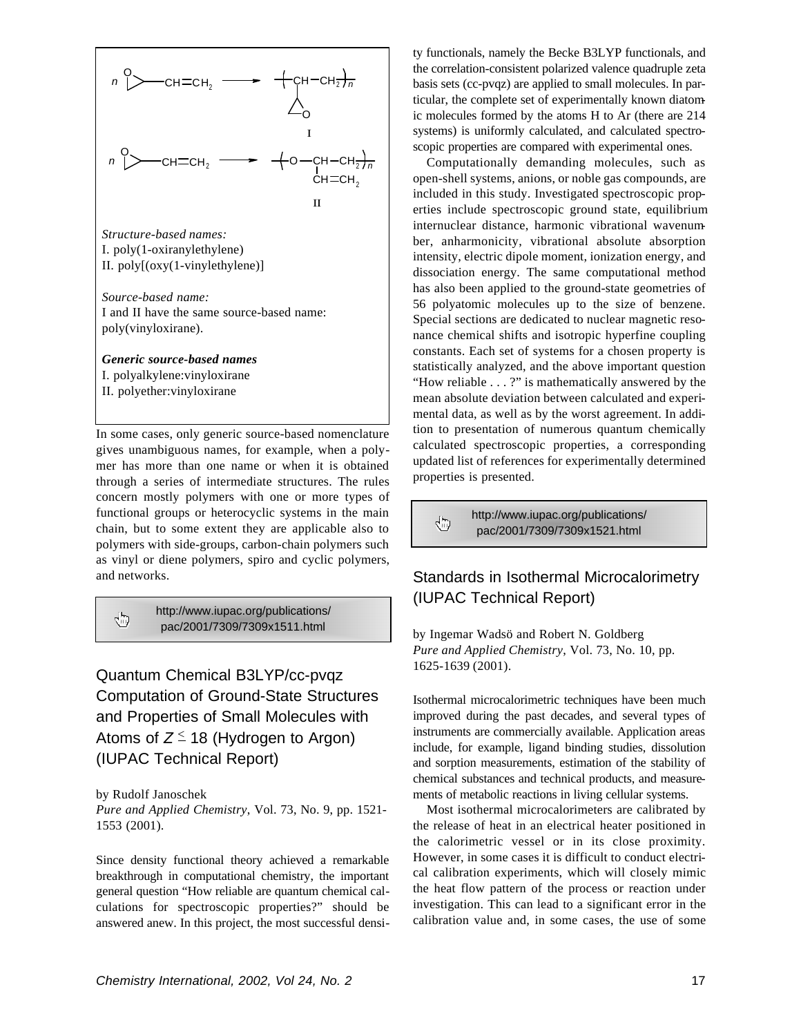$$n \; \overset{O}{\triangleright}\!\!-CH{=}CH_2 \longrightarrow \left(\!-\underset{\overset{|}{\text{oxiranyl}}}{CH}-CH_2-\!\right)_n \quad \text{I}$$

$$n \; \overset{O}{\triangleright}\!\!-CH{=}CH_2 \longrightarrow \left(\!-O-\underset{\underset{CH=CH_2}{|}}{CH}-CH_2-\!\right)_n \quad \text{II}$$

*Structure-based names:*
I. poly(1-oxiranylethylene)
II. poly[(oxy(1-vinylethylene)]

*Source-based name:*
I and II have the same source-based name: poly(vinyloxirane).

***Generic source-based names***
I. polyalkylene:vinyloxirane
II. polyether:vinyloxirane

In some cases, only generic source-based nomenclature gives unambiguous names, for example, when a polymer has more than one name or when it is obtained through a series of intermediate structures. The rules concern mostly polymers with one or more types of functional groups or heterocyclic systems in the main chain, but to some extent they are applicable also to polymers with side-groups, carbon-chain polymers such as vinyl or diene polymers, spiro and cyclic polymers, and networks.

http://www.iupac.org/publications/pac/2001/7309/7309x1511.html

## Quantum Chemical B3LYP/cc-pvqz Computation of Ground-State Structures and Properties of Small Molecules with Atoms of $Z \leq 18$ (Hydrogen to Argon) (IUPAC Technical Report)

by Rudolf Janoschek
*Pure and Applied Chemistry*, Vol. 73, No. 9, pp. 1521-1553 (2001).

Since density functional theory achieved a remarkable breakthrough in computational chemistry, the important general question "How reliable are quantum chemical calculations for spectroscopic properties?" should be answered anew. In this project, the most successful density functionals, namely the Becke B3LYP functionals, and the correlation-consistent polarized valence quadruple zeta basis sets (cc-pvqz) are applied to small molecules. In particular, the complete set of experimentally known diatomic molecules formed by the atoms H to Ar (there are 214 systems) is uniformly calculated, and calculated spectroscopic properties are compared with experimental ones.

Computationally demanding molecules, such as open-shell systems, anions, or noble gas compounds, are included in this study. Investigated spectroscopic properties include spectroscopic ground state, equilibrium internuclear distance, harmonic vibrational wavenumber, anharmonicity, vibrational absolute absorption intensity, electric dipole moment, ionization energy, and dissociation energy. The same computational method has also been applied to the ground-state geometries of 56 polyatomic molecules up to the size of benzene. Special sections are dedicated to nuclear magnetic resonance chemical shifts and isotropic hyperfine coupling constants. Each set of systems for a chosen property is statistically analyzed, and the above important question "How reliable . . . ?" is mathematically answered by the mean absolute deviation between calculated and experimental data, as well as by the worst agreement. In addition to presentation of numerous quantum chemically calculated spectroscopic properties, a corresponding updated list of references for experimentally determined properties is presented.

http://www.iupac.org/publications/pac/2001/7309/7309x1521.html

## Standards in Isothermal Microcalorimetry (IUPAC Technical Report)

by Ingemar Wadsö and Robert N. Goldberg
*Pure and Applied Chemistry*, Vol. 73, No. 10, pp. 1625-1639 (2001).

Isothermal microcalorimetric techniques have been much improved during the past decades, and several types of instruments are commercially available. Application areas include, for example, ligand binding studies, dissolution and sorption measurements, estimation of the stability of chemical substances and technical products, and measurements of metabolic reactions in living cellular systems.

Most isothermal microcalorimeters are calibrated by the release of heat in an electrical heater positioned in the calorimetric vessel or in its close proximity. However, in some cases it is difficult to conduct electrical calibration experiments, which will closely mimic the heat flow pattern of the process or reaction under investigation. This can lead to a significant error in the calibration value and, in some cases, the use of some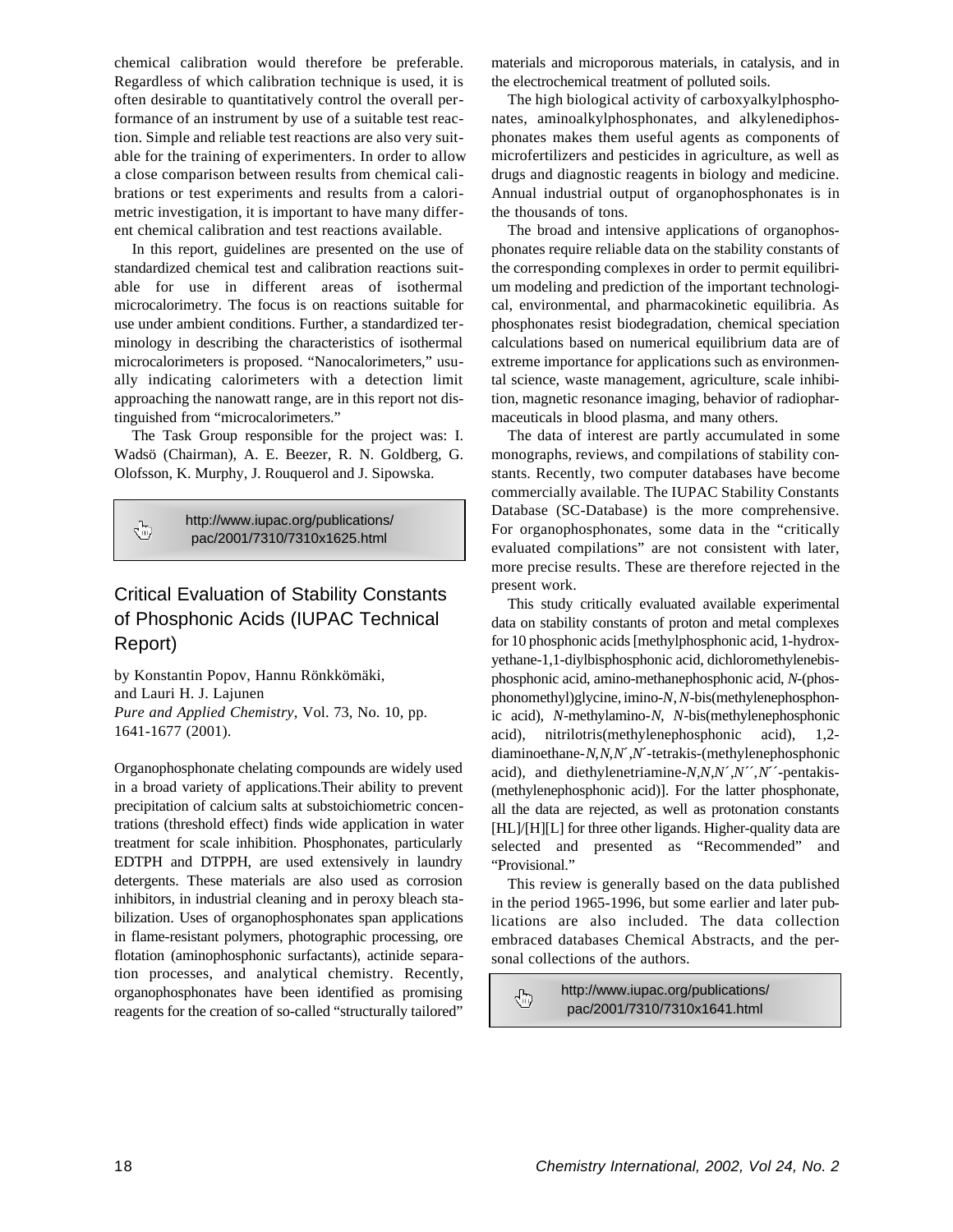chemical calibration would therefore be preferable. Regardless of which calibration technique is used, it is often desirable to quantitatively control the overall performance of an instrument by use of a suitable test reaction. Simple and reliable test reactions are also very suitable for the training of experimenters. In order to allow a close comparison between results from chemical calibrations or test experiments and results from a calorimetric investigation, it is important to have many different chemical calibration and test reactions available.

In this report, guidelines are presented on the use of standardized chemical test and calibration reactions suitable for use in different areas of isothermal microcalorimetry. The focus is on reactions suitable for use under ambient conditions. Further, a standardized terminology in describing the characteristics of isothermal microcalorimeters is proposed. "Nanocalorimeters," usually indicating calorimeters with a detection limit approaching the nanowatt range, are in this report not distinguished from "microcalorimeters."

The Task Group responsible for the project was: I. Wadsö (Chairman), A. E. Beezer, R. N. Goldberg, G. Olofsson, K. Murphy, J. Rouquerol and J. Sipowska.

http://www.iupac.org/publications/pac/2001/7310/7310x1625.html

## Critical Evaluation of Stability Constants of Phosphonic Acids (IUPAC Technical Report)

by Konstantin Popov, Hannu Rönkkömäki, and Lauri H. J. Lajunen
*Pure and Applied Chemistry*, Vol. 73, No. 10, pp. 1641-1677 (2001).

Organophosphonate chelating compounds are widely used in a broad variety of applications.Their ability to prevent precipitation of calcium salts at substoichiometric concentrations (threshold effect) finds wide application in water treatment for scale inhibition. Phosphonates, particularly EDTPH and DTPPH, are used extensively in laundry detergents. These materials are also used as corrosion inhibitors, in industrial cleaning and in peroxy bleach stabilization. Uses of organophosphonates span applications in flame-resistant polymers, photographic processing, ore flotation (aminophosphonic surfactants), actinide separation processes, and analytical chemistry. Recently, organophosphonates have been identified as promising reagents for the creation of so-called "structurally tailored" materials and microporous materials, in catalysis, and in the electrochemical treatment of polluted soils.

The high biological activity of carboxyalkylphosphonates, aminoalkylphosphonates, and alkylenediphosphonates makes them useful agents as components of microfertilizers and pesticides in agriculture, as well as drugs and diagnostic reagents in biology and medicine. Annual industrial output of organophosphonates is in the thousands of tons.

The broad and intensive applications of organophosphonates require reliable data on the stability constants of the corresponding complexes in order to permit equilibrium modeling and prediction of the important technological, environmental, and pharmacokinetic equilibria. As phosphonates resist biodegradation, chemical speciation calculations based on numerical equilibrium data are of extreme importance for applications such as environmental science, waste management, agriculture, scale inhibition, magnetic resonance imaging, behavior of radiopharmaceuticals in blood plasma, and many others.

The data of interest are partly accumulated in some monographs, reviews, and compilations of stability constants. Recently, two computer databases have become commercially available. The IUPAC Stability Constants Database (SC-Database) is the more comprehensive. For organophosphonates, some data in the "critically evaluated compilations" are not consistent with later, more precise results. These are therefore rejected in the present work.

This study critically evaluated available experimental data on stability constants of proton and metal complexes for 10 phosphonic acids [methylphosphonic acid, 1-hydroxyethane-1,1-diylbisphosphonic acid, dichloromethylenebisphosphonic acid, amino-methanephosphonic acid, *N*-(phosphonomethyl)glycine, imino-*N*,*N*-bis(methylenephosphonic acid), *N*-methylamino-*N*, *N*-bis(methylenephosphonic acid), nitrilotris(methylenephosphonic acid), 1,2-diaminoethane-*N*,*N*,*N*´,*N*´-tetrakis-(methylenephosphonic acid), and diethylenetriamine-*N*,*N*,*N*´,*N*´´,*N*´´-pentakis-(methylenephosphonic acid)]. For the latter phosphonate, all the data are rejected, as well as protonation constants [HL]/[H][L] for three other ligands. Higher-quality data are selected and presented as "Recommended" and "Provisional."

This review is generally based on the data published in the period 1965-1996, but some earlier and later publications are also included. The data collection embraced databases Chemical Abstracts, and the personal collections of the authors.

http://www.iupac.org/publications/pac/2001/7310/7310x1641.html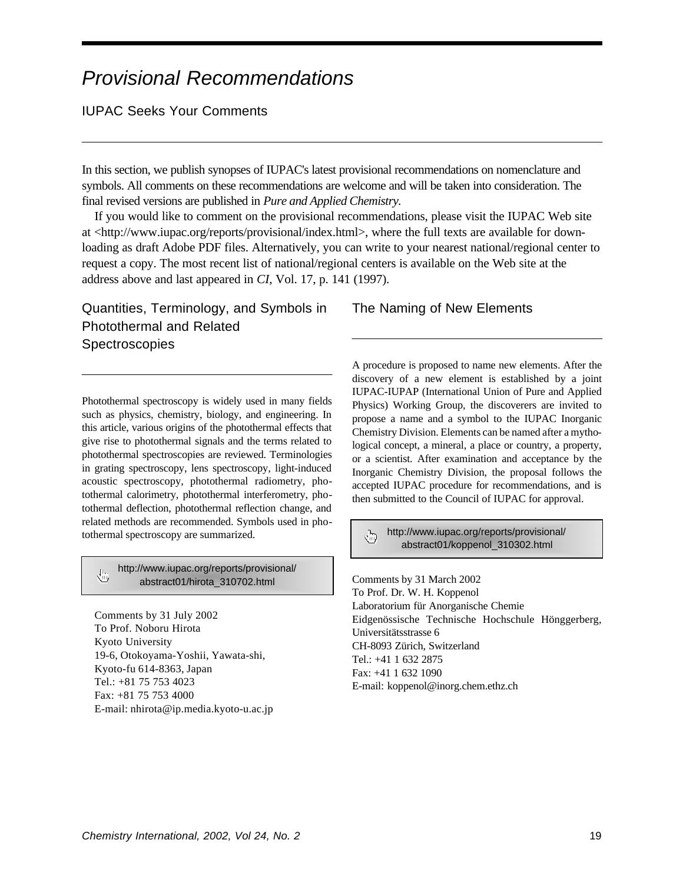# Provisional Recommendations

## IUPAC Seeks Your Comments

In this section, we publish synopses of IUPAC's latest provisional recommendations on nomenclature and symbols. All comments on these recommendations are welcome and will be taken into consideration. The final revised versions are published in *Pure and Applied Chemistry*.

If you would like to comment on the provisional recommendations, please visit the IUPAC Web site at <http://www.iupac.org/reports/provisional/index.html>, where the full texts are available for downloading as draft Adobe PDF files. Alternatively, you can write to your nearest national/regional center to request a copy. The most recent list of national/regional centers is available on the Web site at the address above and last appeared in *CI*, Vol. 17, p. 141 (1997).

### Quantities, Terminology, and Symbols in Photothermal and Related Spectroscopies

Photothermal spectroscopy is widely used in many fields such as physics, chemistry, biology, and engineering. In this article, various origins of the photothermal effects that give rise to photothermal signals and the terms related to photothermal spectroscopies are reviewed. Terminologies in grating spectroscopy, lens spectroscopy, light-induced acoustic spectroscopy, photothermal radiometry, photothermal calorimetry, photothermal interferometry, photothermal deflection, photothermal reflection change, and related methods are recommended. Symbols used in photothermal spectroscopy are summarized.

http://www.iupac.org/reports/provisional/abstract01/hirota_310702.html

Comments by 31 July 2002
To Prof. Noboru Hirota
Kyoto University
19-6, Otokoyama-Yoshii, Yawata-shi,
Kyoto-fu 614-8363, Japan
Tel.: +81 75 753 4023
Fax: +81 75 753 4000
E-mail: nhirota@ip.media.kyoto-u.ac.jp

### The Naming of New Elements

A procedure is proposed to name new elements. After the discovery of a new element is established by a joint IUPAC-IUPAP (International Union of Pure and Applied Physics) Working Group, the discoverers are invited to propose a name and a symbol to the IUPAC Inorganic Chemistry Division. Elements can be named after a mythological concept, a mineral, a place or country, a property, or a scientist. After examination and acceptance by the Inorganic Chemistry Division, the proposal follows the accepted IUPAC procedure for recommendations, and is then submitted to the Council of IUPAC for approval.

http://www.iupac.org/reports/provisional/abstract01/koppenol_310302.html

Comments by 31 March 2002
To Prof. Dr. W. H. Koppenol
Laboratorium für Anorganische Chemie
Eidgenössische Technische Hochschule Hönggerberg, Universitätsstrasse 6
CH-8093 Zürich, Switzerland
Tel.: +41 1 632 2875
Fax: +41 1 632 1090
E-mail: koppenol@inorg.chem.ethz.ch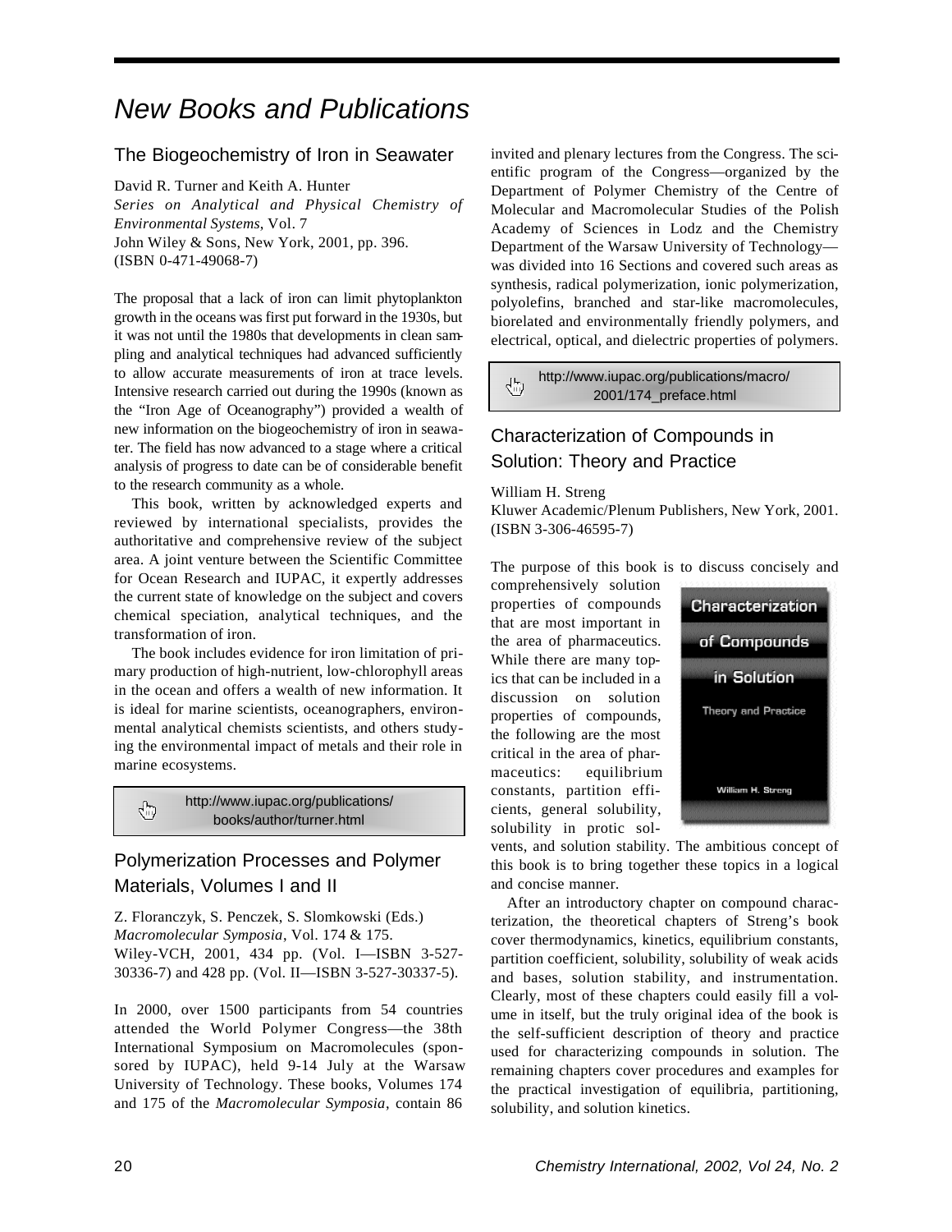# New Books and Publications

## The Biogeochemistry of Iron in Seawater

David R. Turner and Keith A. Hunter
*Series on Analytical and Physical Chemistry of Environmental Systems*, Vol. 7
John Wiley & Sons, New York, 2001, pp. 396.
(ISBN 0-471-49068-7)

The proposal that a lack of iron can limit phytoplankton growth in the oceans was first put forward in the 1930s, but it was not until the 1980s that developments in clean sampling and analytical techniques had advanced sufficiently to allow accurate measurements of iron at trace levels. Intensive research carried out during the 1990s (known as the "Iron Age of Oceanography") provided a wealth of new information on the biogeochemistry of iron in seawater. The field has now advanced to a stage where a critical analysis of progress to date can be of considerable benefit to the research community as a whole.

This book, written by acknowledged experts and reviewed by international specialists, provides the authoritative and comprehensive review of the subject area. A joint venture between the Scientific Committee for Ocean Research and IUPAC, it expertly addresses the current state of knowledge on the subject and covers chemical speciation, analytical techniques, and the transformation of iron.

The book includes evidence for iron limitation of primary production of high-nutrient, low-chlorophyll areas in the ocean and offers a wealth of new information. It is ideal for marine scientists, oceanographers, environmental analytical chemists scientists, and others studying the environmental impact of metals and their role in marine ecosystems.

http://www.iupac.org/publications/books/author/turner.html

## Polymerization Processes and Polymer Materials, Volumes I and II

Z. Floranczyk, S. Penczek, S. Slomkowski (Eds.)
*Macromolecular Symposia*, Vol. 174 & 175.
Wiley-VCH, 2001, 434 pp. (Vol. I—ISBN 3-527-30336-7) and 428 pp. (Vol. II—ISBN 3-527-30337-5).

In 2000, over 1500 participants from 54 countries attended the World Polymer Congress—the 38th International Symposium on Macromolecules (sponsored by IUPAC), held 9-14 July at the Warsaw University of Technology. These books, Volumes 174 and 175 of the *Macromolecular Symposia*, contain 86 invited and plenary lectures from the Congress. The scientific program of the Congress—organized by the Department of Polymer Chemistry of the Centre of Molecular and Macromolecular Studies of the Polish Academy of Sciences in Lodz and the Chemistry Department of the Warsaw University of Technology—was divided into 16 Sections and covered such areas as synthesis, radical polymerization, ionic polymerization, polyolefins, branched and star-like macromolecules, biorelated and environmentally friendly polymers, and electrical, optical, and dielectric properties of polymers.

http://www.iupac.org/publications/macro/2001/174_preface.html

## Characterization of Compounds in Solution: Theory and Practice

William H. Streng
Kluwer Academic/Plenum Publishers, New York, 2001.
(ISBN 3-306-46595-7)

The purpose of this book is to discuss concisely and comprehensively solution properties of compounds that are most important in the area of pharmaceutics. While there are many topics that can be included in a discussion on solution properties of compounds, the following are the most critical in the area of pharmaceutics: equilibrium constants, partition efficients, general solubility, solubility in protic solvents, and solution stability. The ambitious concept of this book is to bring together these topics in a logical and concise manner.

After an introductory chapter on compound characterization, the theoretical chapters of Streng's book cover thermodynamics, kinetics, equilibrium constants, partition coefficient, solubility, solubility of weak acids and bases, solution stability, and instrumentation. Clearly, most of these chapters could easily fill a volume in itself, but the truly original idea of the book is the self-sufficient description of theory and practice used for characterizing compounds in solution. The remaining chapters cover procedures and examples for the practical investigation of equilibria, partitioning, solubility, and solution kinetics.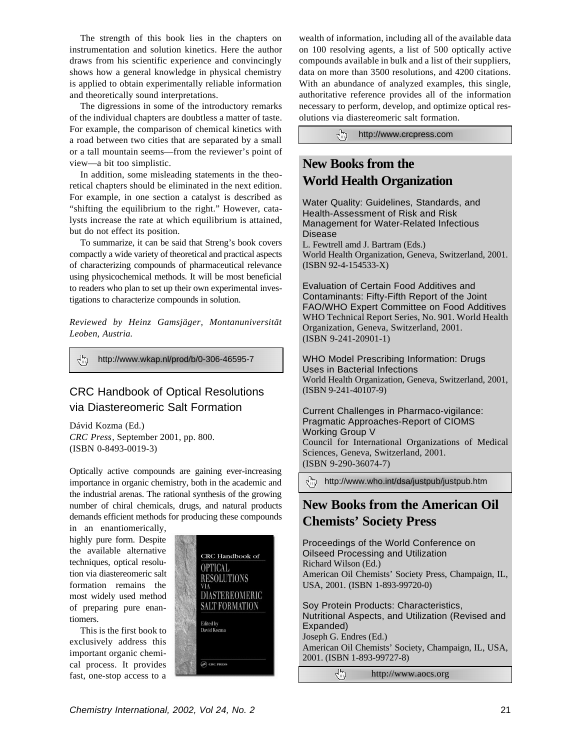The strength of this book lies in the chapters on instrumentation and solution kinetics. Here the author draws from his scientific experience and convincingly shows how a general knowledge in physical chemistry is applied to obtain experimentally reliable information and theoretically sound interpretations.

The digressions in some of the introductory remarks of the individual chapters are doubtless a matter of taste. For example, the comparison of chemical kinetics with a road between two cities that are separated by a small or a tall mountain seems—from the reviewer's point of view—a bit too simplistic.

In addition, some misleading statements in the theoretical chapters should be eliminated in the next edition. For example, in one section a catalyst is described as "shifting the equilibrium to the right." However, catalysts increase the rate at which equilibrium is attained, but do not effect its position.

To summarize, it can be said that Streng's book covers compactly a wide variety of theoretical and practical aspects of characterizing compounds of pharmaceutical relevance using physicochemical methods. It will be most beneficial to readers who plan to set up their own experimental investigations to characterize compounds in solution.

*Reviewed by Heinz Gamsjäger, Montanuniversität Leoben, Austria.*

http://www.wkap.nl/prod/b/0-306-46595-7

## CRC Handbook of Optical Resolutions via Diastereomeric Salt Formation

Dávid Kozma (Ed.)
*CRC Press*, September 2001, pp. 800.
(ISBN 0-8493-0019-3)

Optically active compounds are gaining ever-increasing importance in organic chemistry, both in the academic and the industrial arenas. The rational synthesis of the growing number of chiral chemicals, drugs, and natural products demands efficient methods for producing these compounds in an enantiomerically, highly pure form. Despite the available alternative techniques, optical resolution via diastereomeric salt formation remains the most widely used method of preparing pure enantiomers.

This is the first book to exclusively address this important organic chemical process. It provides fast, one-stop access to a wealth of information, including all of the available data on 100 resolving agents, a list of 500 optically active compounds available in bulk and a list of their suppliers, data on more than 3500 resolutions, and 4200 citations. With an abundance of analyzed examples, this single, authoritative reference provides all of the information necessary to perform, develop, and optimize optical resolutions via diastereomeric salt formation.

http://www.crcpress.com

## New Books from the World Health Organization

Water Quality: Guidelines, Standards, and Health-Assessment of Risk and Risk Management for Water-Related Infectious Disease
L. Fewtrell amd J. Bartram (Eds.)
World Health Organization, Geneva, Switzerland, 2001.
(ISBN 92-4-154533-X)

Evaluation of Certain Food Additives and Contaminants: Fifty-Fifth Report of the Joint FAO/WHO Expert Committee on Food Additives
WHO Technical Report Series, No. 901. World Health Organization, Geneva, Switzerland, 2001.
(ISBN 9-241-20901-1)

WHO Model Prescribing Information: Drugs Uses in Bacterial Infections
World Health Organization, Geneva, Switzerland, 2001,
(ISBN 9-241-40107-9)

Current Challenges in Pharmaco-vigilance: Pragmatic Approaches-Report of CIOMS Working Group V
Council for International Organizations of Medical Sciences, Geneva, Switzerland, 2001.
(ISBN 9-290-36074-7)

http://www.who.int/dsa/justpub/justpub.htm

## New Books from the American Oil Chemists' Society Press

Proceedings of the World Conference on Oilseed Processing and Utilization
Richard Wilson (Ed.)
American Oil Chemists' Society Press, Champaign, IL, USA, 2001. (ISBN 1-893-99720-0)

Soy Protein Products: Characteristics, Nutritional Aspects, and Utilization (Revised and Expanded)
Joseph G. Endres (Ed.)
American Oil Chemists' Society, Champaign, IL, USA, 2001. (ISBN 1-893-99727-8)

http://www.aocs.org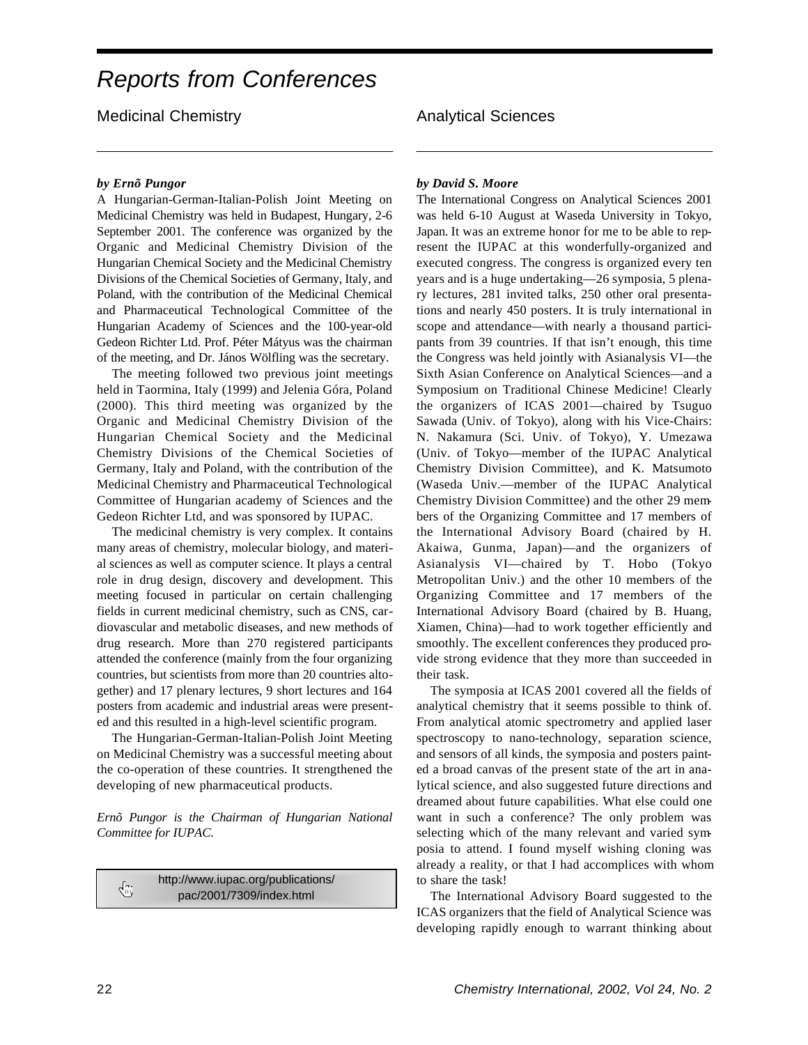# Reports from Conferences

## Medicinal Chemistry

***by Ernõ Pungor***

A Hungarian-German-Italian-Polish Joint Meeting on Medicinal Chemistry was held in Budapest, Hungary, 2-6 September 2001. The conference was organized by the Organic and Medicinal Chemistry Division of the Hungarian Chemical Society and the Medicinal Chemistry Divisions of the Chemical Societies of Germany, Italy, and Poland, with the contribution of the Medicinal Chemical and Pharmaceutical Technological Committee of the Hungarian Academy of Sciences and the 100-year-old Gedeon Richter Ltd. Prof. Péter Mátyus was the chairman of the meeting, and Dr. János Wölfling was the secretary.

The meeting followed two previous joint meetings held in Taormina, Italy (1999) and Jelenia Góra, Poland (2000). This third meeting was organized by the Organic and Medicinal Chemistry Division of the Hungarian Chemical Society and the Medicinal Chemistry Divisions of the Chemical Societies of Germany, Italy and Poland, with the contribution of the Medicinal Chemistry and Pharmaceutical Technological Committee of Hungarian academy of Sciences and the Gedeon Richter Ltd, and was sponsored by IUPAC.

The medicinal chemistry is very complex. It contains many areas of chemistry, molecular biology, and material sciences as well as computer science. It plays a central role in drug design, discovery and development. This meeting focused in particular on certain challenging fields in current medicinal chemistry, such as CNS, cardiovascular and metabolic diseases, and new methods of drug research. More than 270 registered participants attended the conference (mainly from the four organizing countries, but scientists from more than 20 countries altogether) and 17 plenary lectures, 9 short lectures and 164 posters from academic and industrial areas were presented and this resulted in a high-level scientific program.

The Hungarian-German-Italian-Polish Joint Meeting on Medicinal Chemistry was a successful meeting about the co-operation of these countries. It strengthened the developing of new pharmaceutical products.

*Ernõ Pungor is the Chairman of Hungarian National Committee for IUPAC.*

http://www.iupac.org/publications/pac/2001/7309/index.html

## Analytical Sciences

***by David S. Moore***

The International Congress on Analytical Sciences 2001 was held 6-10 August at Waseda University in Tokyo, Japan. It was an extreme honor for me to be able to represent the IUPAC at this wonderfully-organized and executed congress. The congress is organized every ten years and is a huge undertaking—26 symposia, 5 plenary lectures, 281 invited talks, 250 other oral presentations and nearly 450 posters. It is truly international in scope and attendance—with nearly a thousand participants from 39 countries. If that isn't enough, this time the Congress was held jointly with Asianalysis VI—the Sixth Asian Conference on Analytical Sciences—and a Symposium on Traditional Chinese Medicine! Clearly the organizers of ICAS 2001—chaired by Tsuguo Sawada (Univ. of Tokyo), along with his Vice-Chairs: N. Nakamura (Sci. Univ. of Tokyo), Y. Umezawa (Univ. of Tokyo—member of the IUPAC Analytical Chemistry Division Committee), and K. Matsumoto (Waseda Univ.—member of the IUPAC Analytical Chemistry Division Committee) and the other 29 members of the Organizing Committee and 17 members of the International Advisory Board (chaired by H. Akaiwa, Gunma, Japan)—and the organizers of Asianalysis VI—chaired by T. Hobo (Tokyo Metropolitan Univ.) and the other 10 members of the Organizing Committee and 17 members of the International Advisory Board (chaired by B. Huang, Xiamen, China)—had to work together efficiently and smoothly. The excellent conferences they produced provide strong evidence that they more than succeeded in their task.

The symposia at ICAS 2001 covered all the fields of analytical chemistry that it seems possible to think of. From analytical atomic spectrometry and applied laser spectroscopy to nano-technology, separation science, and sensors of all kinds, the symposia and posters painted a broad canvas of the present state of the art in analytical science, and also suggested future directions and dreamed about future capabilities. What else could one want in such a conference? The only problem was selecting which of the many relevant and varied symposia to attend. I found myself wishing cloning was already a reality, or that I had accomplices with whom to share the task!

The International Advisory Board suggested to the ICAS organizers that the field of Analytical Science was developing rapidly enough to warrant thinking about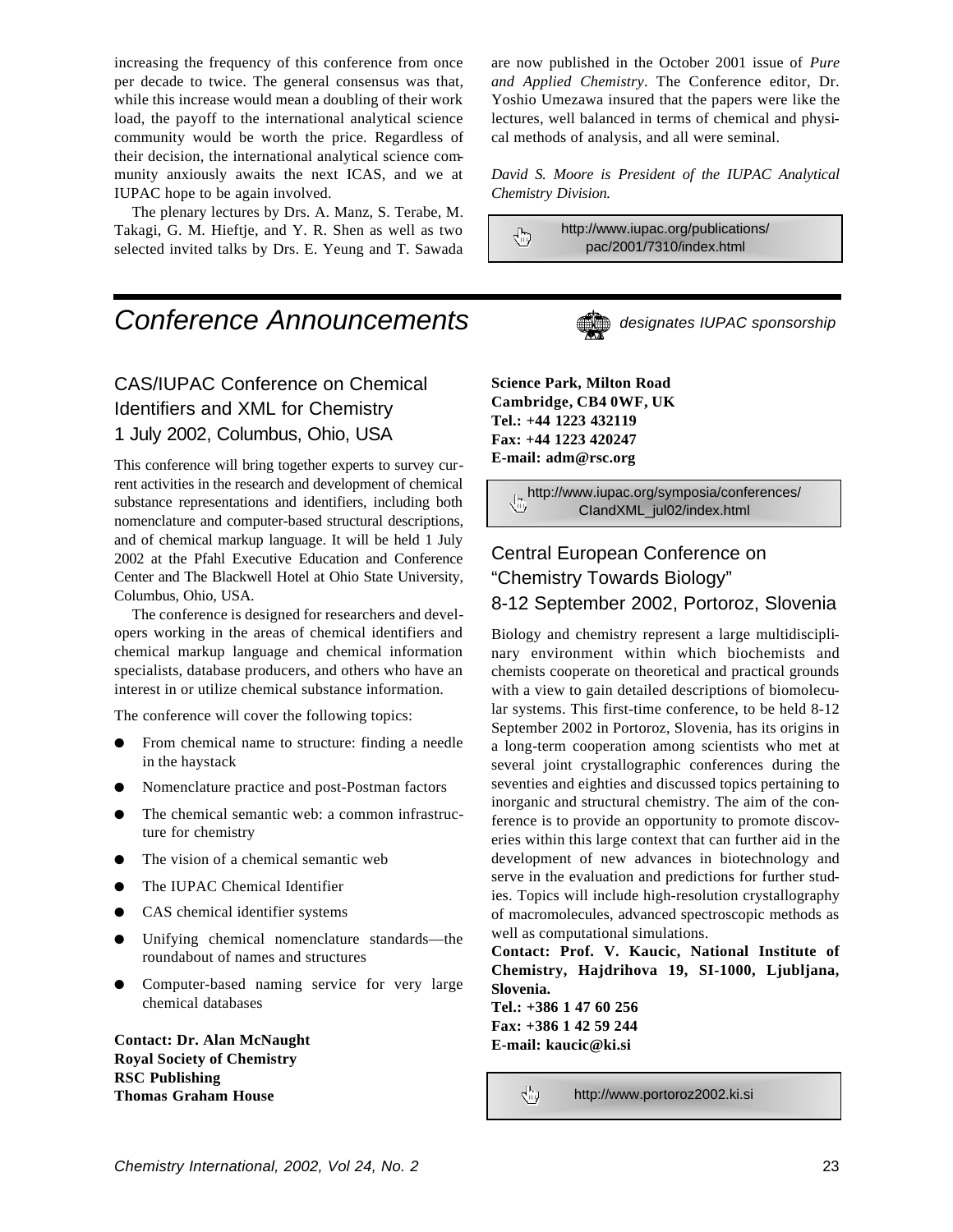increasing the frequency of this conference from once per decade to twice. The general consensus was that, while this increase would mean a doubling of their work load, the payoff to the international analytical science community would be worth the price. Regardless of their decision, the international analytical science community anxiously awaits the next ICAS, and we at IUPAC hope to be again involved.

The plenary lectures by Drs. A. Manz, S. Terabe, M. Takagi, G. M. Hieftje, and Y. R. Shen as well as two selected invited talks by Drs. E. Yeung and T. Sawada are now published in the October 2001 issue of *Pure and Applied Chemistry*. The Conference editor, Dr. Yoshio Umezawa insured that the papers were like the lectures, well balanced in terms of chemical and physical methods of analysis, and all were seminal.

*David S. Moore is President of the IUPAC Analytical Chemistry Division.*

http://www.iupac.org/publications/pac/2001/7310/index.html

# Conference Announcements

*designates IUPAC sponsorship*

## CAS/IUPAC Conference on Chemical Identifiers and XML for Chemistry
## 1 July 2002, Columbus, Ohio, USA

This conference will bring together experts to survey current activities in the research and development of chemical substance representations and identifiers, including both nomenclature and computer-based structural descriptions, and of chemical markup language. It will be held 1 July 2002 at the Pfahl Executive Education and Conference Center and The Blackwell Hotel at Ohio State University, Columbus, Ohio, USA.

The conference is designed for researchers and developers working in the areas of chemical identifiers and chemical markup language and chemical information specialists, database producers, and others who have an interest in or utilize chemical substance information.

The conference will cover the following topics:

- From chemical name to structure: finding a needle in the haystack
- Nomenclature practice and post-Postman factors
- The chemical semantic web: a common infrastructure for chemistry
- The vision of a chemical semantic web
- The IUPAC Chemical Identifier
- CAS chemical identifier systems
- Unifying chemical nomenclature standards—the roundabout of names and structures
- Computer-based naming service for very large chemical databases

**Contact: Dr. Alan McNaught**
**Royal Society of Chemistry**
**RSC Publishing**
**Thomas Graham House**
**Science Park, Milton Road**
**Cambridge, CB4 0WF, UK**
**Tel.: +44 1223 432119**
**Fax: +44 1223 420247**
**E-mail: adm@rsc.org**

http://www.iupac.org/symposia/conferences/CIandXML_jul02/index.html

## Central European Conference on "Chemistry Towards Biology"
## 8-12 September 2002, Portoroz, Slovenia

Biology and chemistry represent a large multidisciplinary environment within which biochemists and chemists cooperate on theoretical and practical grounds with a view to gain detailed descriptions of biomolecular systems. This first-time conference, to be held 8-12 September 2002 in Portoroz, Slovenia, has its origins in a long-term cooperation among scientists who met at several joint crystallographic conferences during the seventies and eighties and discussed topics pertaining to inorganic and structural chemistry. The aim of the conference is to provide an opportunity to promote discoveries within this large context that can further aid in the development of new advances in biotechnology and serve in the evaluation and predictions for further studies. Topics will include high-resolution crystallography of macromolecules, advanced spectroscopic methods as well as computational simulations.

**Contact: Prof. V. Kaucic, National Institute of Chemistry, Hajdrihova 19, SI-1000, Ljubljana, Slovenia.**
**Tel.: +386 1 47 60 256**
**Fax: +386 1 42 59 244**
**E-mail: kaucic@ki.si**

http://www.portoroz2002.ki.si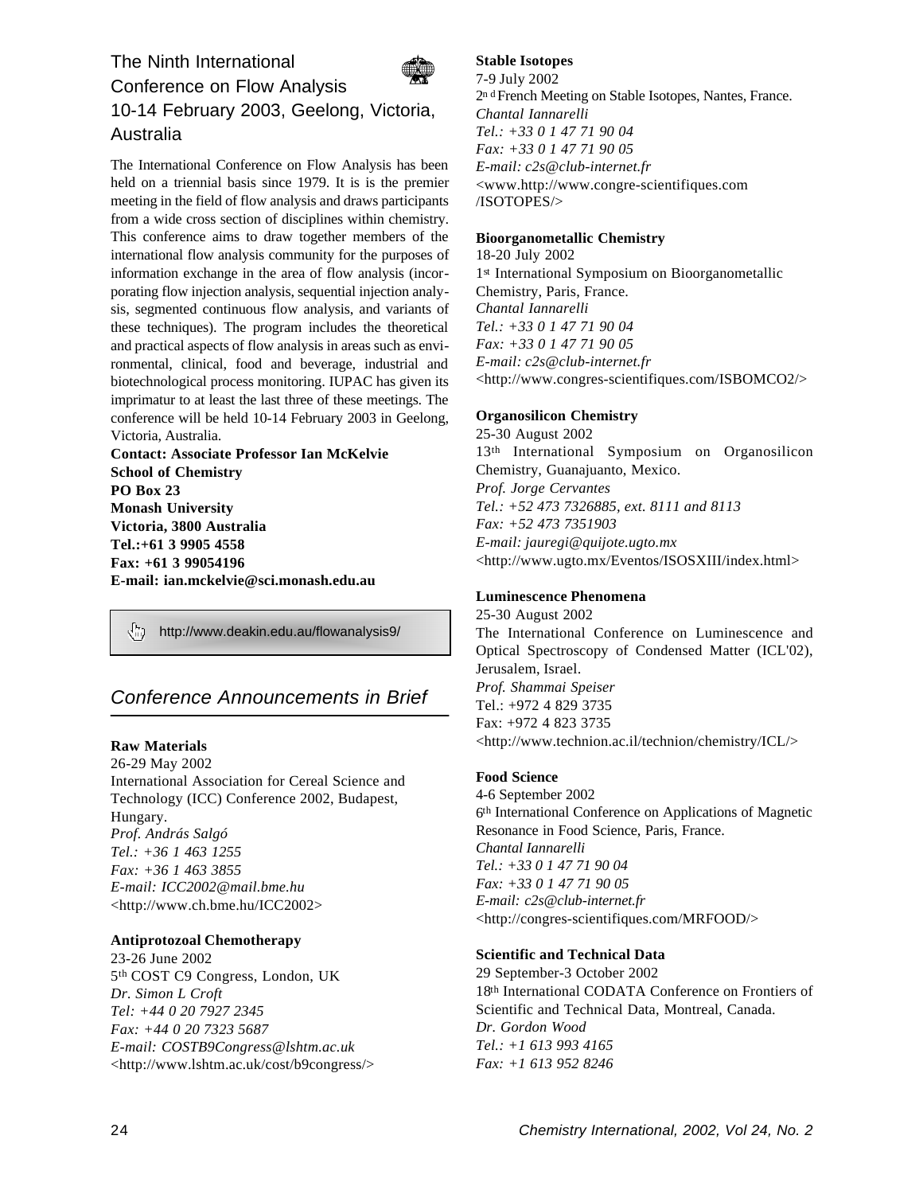## The Ninth International Conference on Flow Analysis 10-14 February 2003, Geelong, Victoria, Australia

The International Conference on Flow Analysis has been held on a triennial basis since 1979. It is is the premier meeting in the field of flow analysis and draws participants from a wide cross section of disciplines within chemistry. This conference aims to draw together members of the international flow analysis community for the purposes of information exchange in the area of flow analysis (incorporating flow injection analysis, sequential injection analysis, segmented continuous flow analysis, and variants of these techniques). The program includes the theoretical and practical aspects of flow analysis in areas such as environmental, clinical, food and beverage, industrial and biotechnological process monitoring. IUPAC has given its imprimatur to at least the last three of these meetings. The conference will be held 10-14 February 2003 in Geelong, Victoria, Australia.

**Contact: Associate Professor Ian McKelvie**
**School of Chemistry**
**PO Box 23**
**Monash University**
**Victoria, 3800 Australia**
**Tel.:+61 3 9905 4558**
**Fax: +61 3 99054196**
**E-mail: ian.mckelvie@sci.monash.edu.au**

http://www.deakin.edu.au/flowanalysis9/

## *Conference Announcements in Brief*

**Raw Materials**
26-29 May 2002
International Association for Cereal Science and Technology (ICC) Conference 2002, Budapest, Hungary.
*Prof. András Salgó*
*Tel.: +36 1 463 1255*
*Fax: +36 1 463 3855*
*E-mail: ICC2002@mail.bme.hu*
<http://www.ch.bme.hu/ICC2002>

**Antiprotozoal Chemotherapy**
23-26 June 2002
5th COST C9 Congress, London, UK
*Dr. Simon L Croft*
*Tel: +44 0 20 7927 2345*
*Fax: +44 0 20 7323 5687*
*E-mail: COSTB9Congress@lshtm.ac.uk*
<http://www.lshtm.ac.uk/cost/b9congress/>

**Stable Isotopes**
7-9 July 2002
2nd French Meeting on Stable Isotopes, Nantes, France.
*Chantal Iannarelli*
*Tel.: +33 0 1 47 71 90 04*
*Fax: +33 0 1 47 71 90 05*
*E-mail: c2s@club-internet.fr*
<www.http://www.congre-scientifiques.com /ISOTOPES/>

**Bioorganometallic Chemistry**
18-20 July 2002
1st International Symposium on Bioorganometallic Chemistry, Paris, France.
*Chantal Iannarelli*
*Tel.: +33 0 1 47 71 90 04*
*Fax: +33 0 1 47 71 90 05*
*E-mail: c2s@club-internet.fr*
<http://www.congres-scientifiques.com/ISBOMCO2/>

**Organosilicon Chemistry**
25-30 August 2002
13th International Symposium on Organosilicon Chemistry, Guanajuanto, Mexico.
*Prof. Jorge Cervantes*
*Tel.: +52 473 7326885, ext. 8111 and 8113*
*Fax: +52 473 7351903*
*E-mail: jauregi@quijote.ugto.mx*
<http://www.ugto.mx/Eventos/ISOSXIII/index.html>

**Luminescence Phenomena**
25-30 August 2002
The International Conference on Luminescence and Optical Spectroscopy of Condensed Matter (ICL'02), Jerusalem, Israel.
*Prof. Shammai Speiser*
Tel.: +972 4 829 3735
Fax: +972 4 823 3735
<http://www.technion.ac.il/technion/chemistry/ICL/>

**Food Science**
4-6 September 2002
6th International Conference on Applications of Magnetic Resonance in Food Science, Paris, France.
*Chantal Iannarelli*
*Tel.: +33 0 1 47 71 90 04*
*Fax: +33 0 1 47 71 90 05*
*E-mail: c2s@club-internet.fr*
<http://congres-scientifiques.com/MRFOOD/>

**Scientific and Technical Data**
29 September-3 October 2002
18th International CODATA Conference on Frontiers of Scientific and Technical Data, Montreal, Canada.
*Dr. Gordon Wood*
*Tel.: +1 613 993 4165*
*Fax: +1 613 952 8246*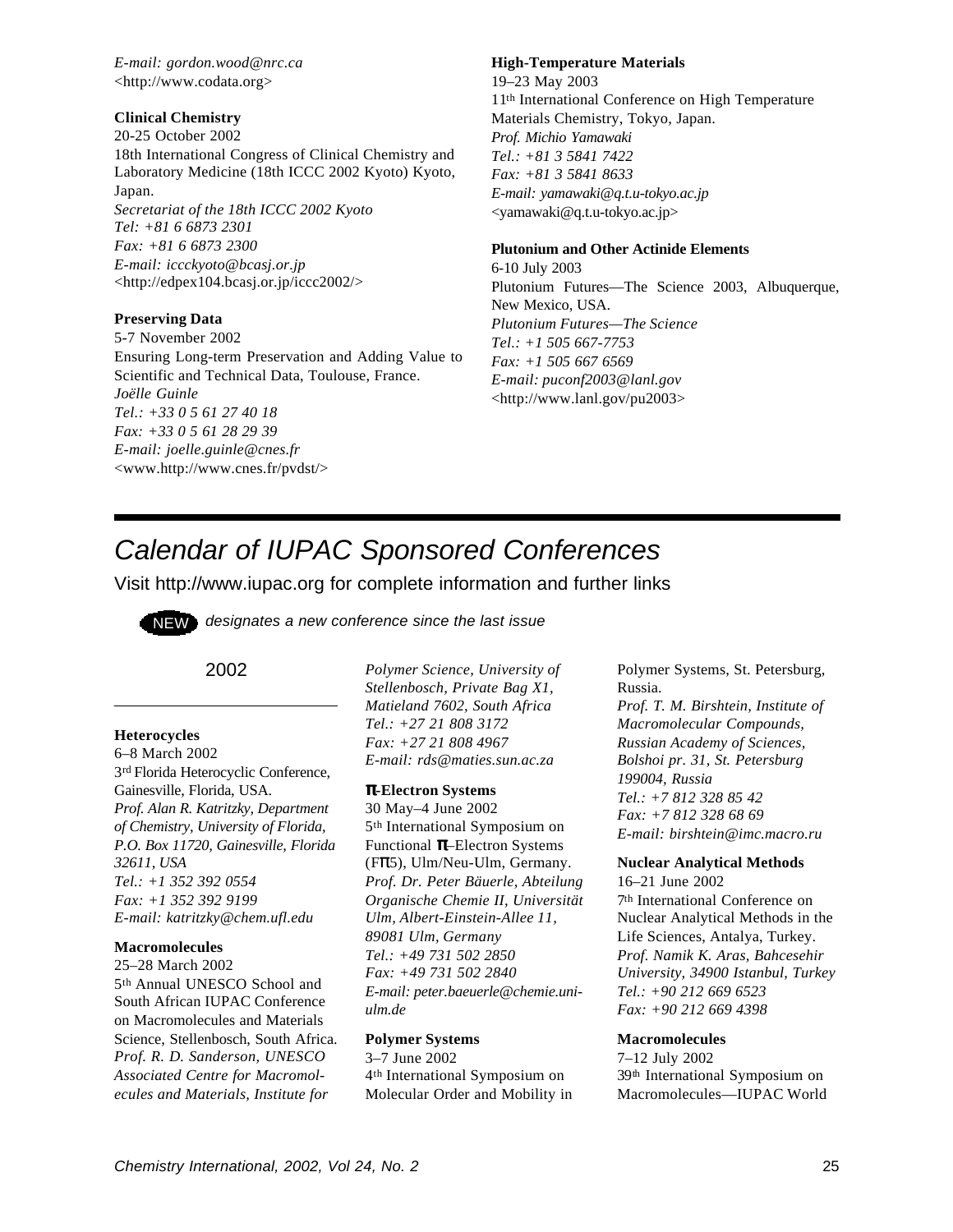*E-mail: gordon.wood@nrc.ca*
<http://www.codata.org>

**Clinical Chemistry**
20-25 October 2002
18th International Congress of Clinical Chemistry and Laboratory Medicine (18th ICCC 2002 Kyoto) Kyoto, Japan.
*Secretariat of the 18th ICCC 2002 Kyoto*
*Tel: +81 6 6873 2301*
*Fax: +81 6 6873 2300*
*E-mail: iccckyoto@bcasj.or.jp*
<http://edpex104.bcasj.or.jp/iccc2002/>

**Preserving Data**
5-7 November 2002
Ensuring Long-term Preservation and Adding Value to Scientific and Technical Data, Toulouse, France.
*Joëlle Guinle*
*Tel.: +33 0 5 61 27 40 18*
*Fax: +33 0 5 61 28 29 39*
*E-mail: joelle.guinle@cnes.fr*
<www.http://www.cnes.fr/pvdst/>

**High-Temperature Materials**
19–23 May 2003
11th International Conference on High Temperature Materials Chemistry, Tokyo, Japan.
*Prof. Michio Yamawaki*
*Tel.: +81 3 5841 7422*
*Fax: +81 3 5841 8633*
*E-mail: yamawaki@q.t.u-tokyo.ac.jp*
<yamawaki@q.t.u-tokyo.ac.jp>

**Plutonium and Other Actinide Elements**
6-10 July 2003
Plutonium Futures—The Science 2003, Albuquerque, New Mexico, USA.
*Plutonium Futures—The Science*
*Tel.: +1 505 667-7753*
*Fax: +1 505 667 6569*
*E-mail: puconf2003@lanl.gov*
<http://www.lanl.gov/pu2003>

# Calendar of IUPAC Sponsored Conferences

Visit http://www.iupac.org for complete information and further links

NEW *designates a new conference since the last issue*

## 2002

**Heterocycles**
6–8 March 2002
3rd Florida Heterocyclic Conference, Gainesville, Florida, USA.
*Prof. Alan R. Katritzky, Department of Chemistry, University of Florida, P.O. Box 11720, Gainesville, Florida 32611, USA*
*Tel.: +1 352 392 0554*
*Fax: +1 352 392 9199*
*E-mail: katritzky@chem.ufl.edu*

**Macromolecules**
25–28 March 2002
5th Annual UNESCO School and South African IUPAC Conference on Macromolecules and Materials Science, Stellenbosch, South Africa.
*Prof. R. D. Sanderson, UNESCO Associated Centre for Macromolecules and Materials, Institute for Polymer Science, University of Stellenbosch, Private Bag X1, Matieland 7602, South Africa*
*Tel.: +27 21 808 3172*
*Fax: +27 21 808 4967*
*E-mail: rds@maties.sun.ac.za*

**π-Electron Systems**
30 May–4 June 2002
5th International Symposium on Functional π–Electron Systems (Fπ5), Ulm/Neu-Ulm, Germany.
*Prof. Dr. Peter Bäuerle, Abteilung Organische Chemie II, Universität Ulm, Albert-Einstein-Allee 11, 89081 Ulm, Germany*
*Tel.: +49 731 502 2850*
*Fax: +49 731 502 2840*
*E-mail: peter.baeuerle@chemie.uni-ulm.de*

**Polymer Systems**
3–7 June 2002
4th International Symposium on Molecular Order and Mobility in Polymer Systems, St. Petersburg, Russia.
*Prof. T. M. Birshtein, Institute of Macromolecular Compounds, Russian Academy of Sciences, Bolshoi pr. 31, St. Petersburg 199004, Russia*
*Tel.: +7 812 328 85 42*
*Fax: +7 812 328 68 69*
*E-mail: birshtein@imc.macro.ru*

**Nuclear Analytical Methods**
16–21 June 2002
7th International Conference on Nuclear Analytical Methods in the Life Sciences, Antalya, Turkey.
*Prof. Namik K. Aras, Bahcesehir University, 34900 Istanbul, Turkey*
*Tel.: +90 212 669 6523*
*Fax: +90 212 669 4398*

**Macromolecules**
7–12 July 2002
39th International Symposium on Macromolecules—IUPAC World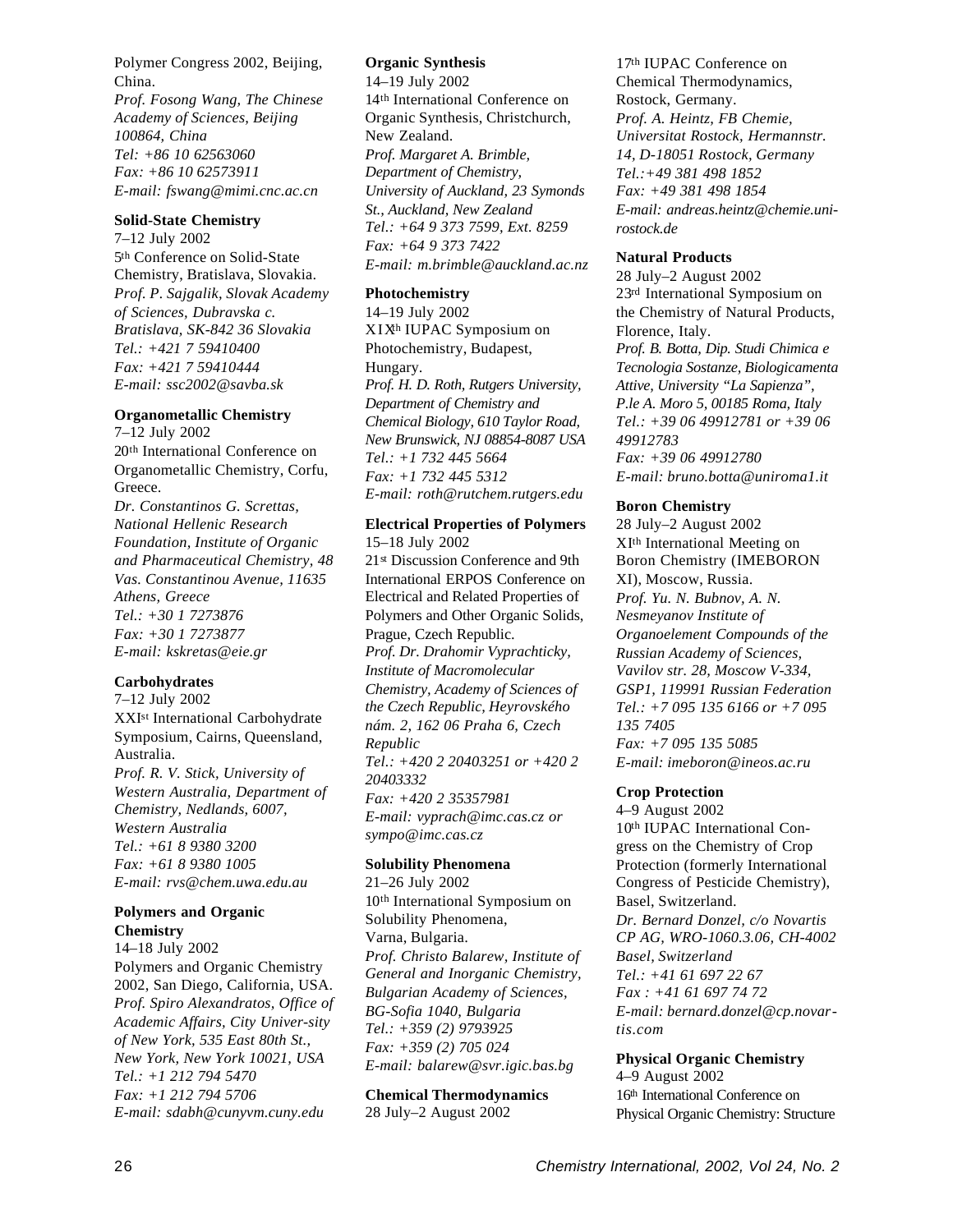Polymer Congress 2002, Beijing, China.
*Prof. Fosong Wang, The Chinese Academy of Sciences, Beijing 100864, China*
*Tel: +86 10 62563060*
*Fax: +86 10 62573911*
*E-mail: fswang@mimi.cnc.ac.cn*

**Solid-State Chemistry**
7–12 July 2002
5th Conference on Solid-State Chemistry, Bratislava, Slovakia.
*Prof. P. Sajgalik, Slovak Academy of Sciences, Dubravska c. Bratislava, SK-842 36 Slovakia*
*Tel.: +421 7 59410400*
*Fax: +421 7 59410444*
*E-mail: ssc2002@savba.sk*

**Organometallic Chemistry**
7–12 July 2002
20th International Conference on Organometallic Chemistry, Corfu, Greece.
*Dr. Constantinos G. Screttas, National Hellenic Research Foundation, Institute of Organic and Pharmaceutical Chemistry, 48 Vas. Constantinou Avenue, 11635 Athens, Greece*
*Tel.: +30 1 7273876*
*Fax: +30 1 7273877*
*E-mail: kskretas@eie.gr*

**Carbohydrates**
7–12 July 2002
XXIst International Carbohydrate Symposium, Cairns, Queensland, Australia.
*Prof. R. V. Stick, University of Western Australia, Department of Chemistry, Nedlands, 6007, Western Australia*
*Tel.: +61 8 9380 3200*
*Fax: +61 8 9380 1005*
*E-mail: rvs@chem.uwa.edu.au*

**Polymers and Organic Chemistry**
14–18 July 2002
Polymers and Organic Chemistry 2002, San Diego, California, USA.
*Prof. Spiro Alexandratos, Office of Academic Affairs, City Univer-sity of New York, 535 East 80th St., New York, New York 10021, USA*
*Tel.: +1 212 794 5470*
*Fax: +1 212 794 5706*
*E-mail: sdabh@cunyvm.cuny.edu*

**Organic Synthesis**
14–19 July 2002
14th International Conference on Organic Synthesis, Christchurch, New Zealand.
*Prof. Margaret A. Brimble, Department of Chemistry, University of Auckland, 23 Symonds St., Auckland, New Zealand*
*Tel.: +64 9 373 7599, Ext. 8259*
*Fax: +64 9 373 7422*
*E-mail: m.brimble@auckland.ac.nz*

**Photochemistry**
14–19 July 2002
XIXth IUPAC Symposium on Photochemistry, Budapest, Hungary.
*Prof. H. D. Roth, Rutgers University, Department of Chemistry and Chemical Biology, 610 Taylor Road, New Brunswick, NJ 08854-8087 USA*
*Tel.: +1 732 445 5664*
*Fax: +1 732 445 5312*
*E-mail: roth@rutchem.rutgers.edu*

**Electrical Properties of Polymers**
15–18 July 2002
21st Discussion Conference and 9th International ERPOS Conference on Electrical and Related Properties of Polymers and Other Organic Solids, Prague, Czech Republic.
*Prof. Dr. Drahomir Vyprachticky, Institute of Macromolecular Chemistry, Academy of Sciences of the Czech Republic, Heyrovského nám. 2, 162 06 Praha 6, Czech Republic*
*Tel.: +420 2 20403251 or +420 2 20403332*
*Fax: +420 2 35357981*
*E-mail: vyprach@imc.cas.cz or sympo@imc.cas.cz*

**Solubility Phenomena**
21–26 July 2002
10th International Symposium on Solubility Phenomena, Varna, Bulgaria.
*Prof. Christo Balarew, Institute of General and Inorganic Chemistry, Bulgarian Academy of Sciences, BG-Sofia 1040, Bulgaria*
*Tel.: +359 (2) 9793925*
*Fax: +359 (2) 705 024*
*E-mail: balarew@svr.igic.bas.bg*

**Chemical Thermodynamics**
28 July–2 August 2002
17th IUPAC Conference on Chemical Thermodynamics, Rostock, Germany.
*Prof. A. Heintz, FB Chemie, Universitat Rostock, Hermannstr. 14, D-18051 Rostock, Germany*
*Tel.:+49 381 498 1852*
*Fax: +49 381 498 1854*
*E-mail: andreas.heintz@chemie.uni-rostock.de*

**Natural Products**
28 July–2 August 2002
23rd International Symposium on the Chemistry of Natural Products, Florence, Italy.
*Prof. B. Botta, Dip. Studi Chimica e Tecnologia Sostanze, Biologicamenta Attive, University "La Sapienza", P.le A. Moro 5, 00185 Roma, Italy*
*Tel.: +39 06 49912781 or +39 06 49912783*
*Fax: +39 06 49912780*
*E-mail: bruno.botta@uniroma1.it*

**Boron Chemistry**
28 July–2 August 2002
XIth International Meeting on Boron Chemistry (IMEBORON XI), Moscow, Russia.
*Prof. Yu. N. Bubnov, A. N. Nesmeyanov Institute of Organoelement Compounds of the Russian Academy of Sciences, Vavilov str. 28, Moscow V-334, GSP1, 119991 Russian Federation*
*Tel.: +7 095 135 6166 or +7 095 135 7405*
*Fax: +7 095 135 5085*
*E-mail: imeboron@ineos.ac.ru*

**Crop Protection**
4–9 August 2002
10th IUPAC International Congress on the Chemistry of Crop Protection (formerly International Congress of Pesticide Chemistry), Basel, Switzerland.
*Dr. Bernard Donzel, c/o Novartis CP AG, WRO-1060.3.06, CH-4002 Basel, Switzerland*
*Tel.: +41 61 697 22 67*
*Fax : +41 61 697 74 72*
*E-mail: bernard.donzel@cp.novartis.com*

**Physical Organic Chemistry**
4–9 August 2002
16th International Conference on Physical Organic Chemistry: Structure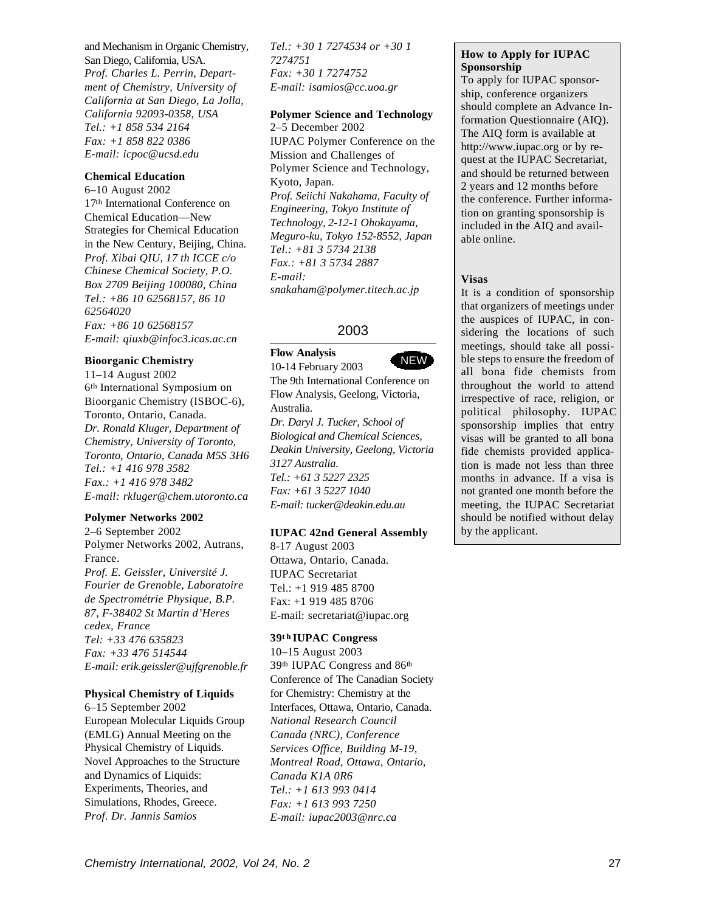and Mechanism in Organic Chemistry, San Diego, California, USA.
*Prof. Charles L. Perrin, Department of Chemistry, University of California at San Diego, La Jolla, California 92093-0358, USA*
*Tel.: +1 858 534 2164*
*Fax: +1 858 822 0386*
*E-mail: icpoc@ucsd.edu*

**Chemical Education**
6–10 August 2002
17th International Conference on Chemical Education—New Strategies for Chemical Education in the New Century, Beijing, China.
*Prof. Xibai QIU, 17 th ICCE c/o Chinese Chemical Society, P.O. Box 2709 Beijing 100080, China*
*Tel.: +86 10 62568157, 86 10 62564020*
*Fax: +86 10 62568157*
*E-mail: qiuxb@infoc3.icas.ac.cn*

**Bioorganic Chemistry**
11–14 August 2002
6th International Symposium on Bioorganic Chemistry (ISBOC-6), Toronto, Ontario, Canada.
*Dr. Ronald Kluger, Department of Chemistry, University of Toronto, Toronto, Ontario, Canada M5S 3H6*
*Tel.: +1 416 978 3582*
*Fax.: +1 416 978 3482*
*E-mail: rkluger@chem.utoronto.ca*

**Polymer Networks 2002**
2–6 September 2002
Polymer Networks 2002, Autrans, France.
*Prof. E. Geissler, Université J. Fourier de Grenoble, Laboratoire de Spectrométrie Physique, B.P. 87, F-38402 St Martin d'Heres cedex, France*
*Tel: +33 476 635823*
*Fax: +33 476 514544*
*E-mail: erik.geissler@ujfgrenoble.fr*

**Physical Chemistry of Liquids**
6–15 September 2002
European Molecular Liquids Group (EMLG) Annual Meeting on the Physical Chemistry of Liquids. Novel Approaches to the Structure and Dynamics of Liquids: Experiments, Theories, and Simulations, Rhodes, Greece.
*Prof. Dr. Jannis Samios*
*Tel.: +30 1 7274534 or +30 1 7274751*
*Fax: +30 1 7274752*
*E-mail: isamios@cc.uoa.gr*

**Polymer Science and Technology**
2–5 December 2002
IUPAC Polymer Conference on the Mission and Challenges of Polymer Science and Technology, Kyoto, Japan.
*Prof. Seiichi Nakahama, Faculty of Engineering, Tokyo Institute of Technology, 2-12-1 Ohokayama, Meguro-ku, Tokyo 152-8552, Japan*
*Tel.: +81 3 5734 2138*
*Fax.: +81 3 5734 2887*
*E-mail: snakaham@polymer.titech.ac.jp*

## 2003

**Flow Analysis** NEW
10-14 February 2003
The 9th International Conference on Flow Analysis, Geelong, Victoria, Australia.
*Dr. Daryl J. Tucker, School of Biological and Chemical Sciences, Deakin University, Geelong, Victoria 3127 Australia.*
*Tel.: +61 3 5227 2325*
*Fax: +61 3 5227 1040*
*E-mail: tucker@deakin.edu.au*

**IUPAC 42nd General Assembly**
8-17 August 2003
Ottawa, Ontario, Canada.
IUPAC Secretariat
Tel.: +1 919 485 8700
Fax: +1 919 485 8706
E-mail: secretariat@iupac.org

**39th IUPAC Congress**
10–15 August 2003
39th IUPAC Congress and 86th Conference of The Canadian Society for Chemistry: Chemistry at the Interfaces, Ottawa, Ontario, Canada.
*National Research Council Canada (NRC), Conference Services Office, Building M-19, Montreal Road, Ottawa, Ontario, Canada K1A 0R6*
*Tel.: +1 613 993 0414*
*Fax: +1 613 993 7250*
*E-mail: iupac2003@nrc.ca*

**How to Apply for IUPAC Sponsorship**
To apply for IUPAC sponsorship, conference organizers should complete an Advance Information Questionnaire (AIQ). The AIQ form is available at http://www.iupac.org or by request at the IUPAC Secretariat, and should be returned between 2 years and 12 months before the conference. Further information on granting sponsorship is included in the AIQ and available online.

**Visas**
It is a condition of sponsorship that organizers of meetings under the auspices of IUPAC, in considering the locations of such meetings, should take all possible steps to ensure the freedom of all bona fide chemists from throughout the world to attend irrespective of race, religion, or political philosophy. IUPAC sponsorship implies that entry visas will be granted to all bona fide chemists provided application is made not less than three months in advance. If a visa is not granted one month before the meeting, the IUPAC Secretariat should be notified without delay by the applicant.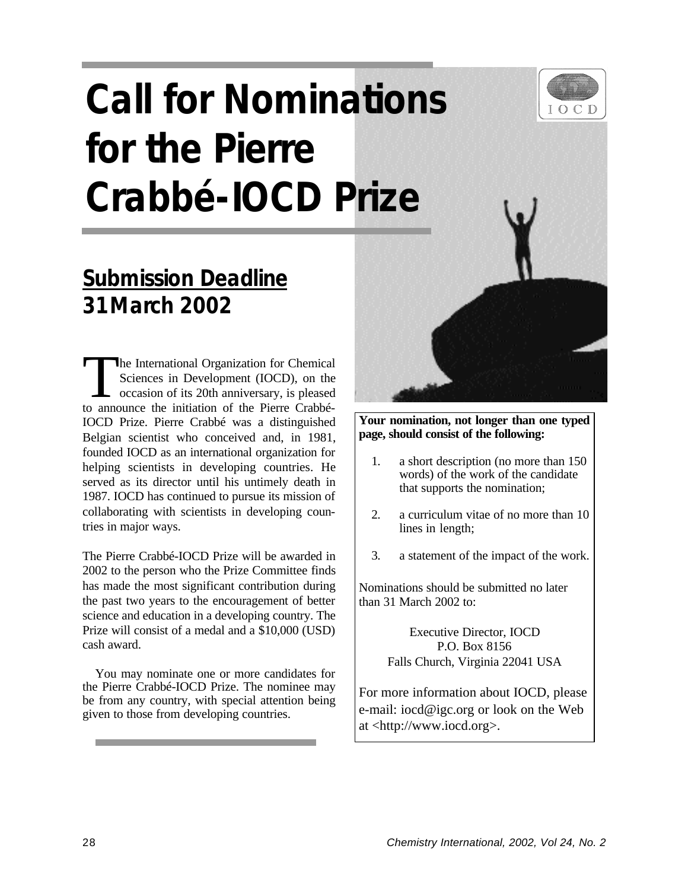# Call for Nominations for the Pierre Crabbé-IOCD Prize

## Submission Deadline
## 31 March 2002

The International Organization for Chemical Sciences in Development (IOCD), on the occasion of its 20th anniversary, is pleased to announce the initiation of the Pierre Crabbé-IOCD Prize. Pierre Crabbé was a distinguished Belgian scientist who conceived and, in 1981, founded IOCD as an international organization for helping scientists in developing countries. He served as its director until his untimely death in 1987. IOCD has continued to pursue its mission of collaborating with scientists in developing countries in major ways.

The Pierre Crabbé-IOCD Prize will be awarded in 2002 to the person who the Prize Committee finds has made the most significant contribution during the past two years to the encouragement of better science and education in a developing country. The Prize will consist of a medal and a $10,000 (USD) cash award.

You may nominate one or more candidates for the Pierre Crabbé-IOCD Prize. The nominee may be from any country, with special attention being given to those from developing countries.

**Your nomination, not longer than one typed page, should consist of the following:**

1. a short description (no more than 150 words) of the work of the candidate that supports the nomination;
2. a curriculum vitae of no more than 10 lines in length;
3. a statement of the impact of the work.

Nominations should be submitted no later than 31 March 2002 to:

Executive Director, IOCD
P.O. Box 8156
Falls Church, Virginia 22041 USA

For more information about IOCD, please e-mail: iocd@igc.org or look on the Web at <http://www.iocd.org>.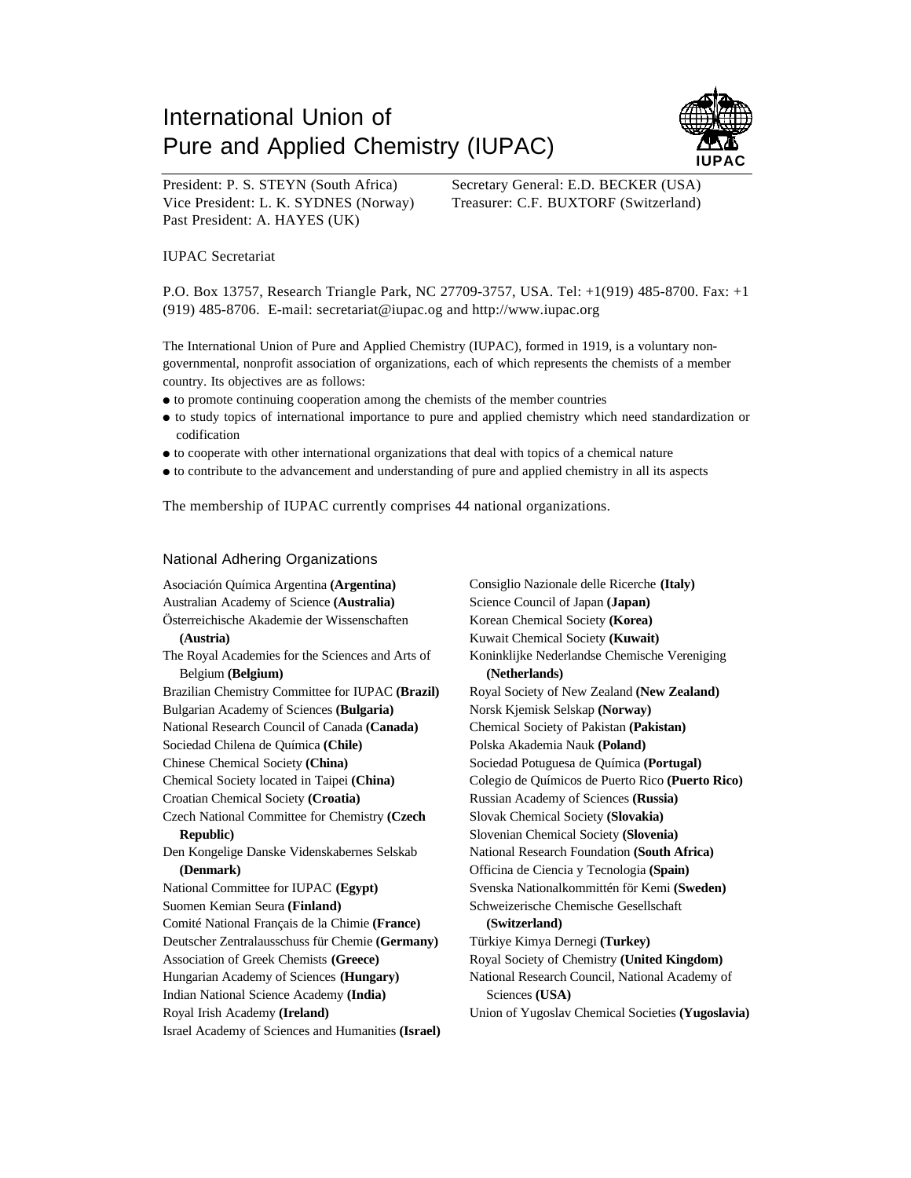# International Union of Pure and Applied Chemistry (IUPAC)

President: P. S. STEYN (South Africa)
Vice President: L. K. SYDNES (Norway)
Past President: A. HAYES (UK)
Secretary General: E.D. BECKER (USA)
Treasurer: C.F. BUXTORF (Switzerland)

IUPAC Secretariat

P.O. Box 13757, Research Triangle Park, NC 27709-3757, USA. Tel: +1(919) 485-8700. Fax: +1 (919) 485-8706. E-mail: secretariat@iupac.og and http://www.iupac.org

The International Union of Pure and Applied Chemistry (IUPAC), formed in 1919, is a voluntary non-governmental, nonprofit association of organizations, each of which represents the chemists of a member country. Its objectives are as follows:

- to promote continuing cooperation among the chemists of the member countries
- to study topics of international importance to pure and applied chemistry which need standardization or codification
- to cooperate with other international organizations that deal with topics of a chemical nature
- to contribute to the advancement and understanding of pure and applied chemistry in all its aspects

The membership of IUPAC currently comprises 44 national organizations.

## National Adhering Organizations

Asociación Química Argentina **(Argentina)**
Australian Academy of Science **(Australia)**
Österreichische Akademie der Wissenschaften **(Austria)**
The Royal Academies for the Sciences and Arts of Belgium **(Belgium)**
Brazilian Chemistry Committee for IUPAC **(Brazil)**
Bulgarian Academy of Sciences **(Bulgaria)**
National Research Council of Canada **(Canada)**
Sociedad Chilena de Química **(Chile)**
Chinese Chemical Society **(China)**
Chemical Society located in Taipei **(China)**
Croatian Chemical Society **(Croatia)**
Czech National Committee for Chemistry **(Czech Republic)**
Den Kongelige Danske Videnskabernes Selskab **(Denmark)**
National Committee for IUPAC **(Egypt)**
Suomen Kemian Seura **(Finland)**
Comité National Français de la Chimie **(France)**
Deutscher Zentralausschuss für Chemie **(Germany)**
Association of Greek Chemists **(Greece)**
Hungarian Academy of Sciences **(Hungary)**
Indian National Science Academy **(India)**
Royal Irish Academy **(Ireland)**
Israel Academy of Sciences and Humanities **(Israel)**
Consiglio Nazionale delle Ricerche **(Italy)**
Science Council of Japan **(Japan)**
Korean Chemical Society **(Korea)**
Kuwait Chemical Society **(Kuwait)**
Koninklijke Nederlandse Chemische Vereniging **(Netherlands)**
Royal Society of New Zealand **(New Zealand)**
Norsk Kjemisk Selskap **(Norway)**
Chemical Society of Pakistan **(Pakistan)**
Polska Akademia Nauk **(Poland)**
Sociedad Potuguesa de Química **(Portugal)**
Colegio de Químicos de Puerto Rico **(Puerto Rico)**
Russian Academy of Sciences **(Russia)**
Slovak Chemical Society **(Slovakia)**
Slovenian Chemical Society **(Slovenia)**
National Research Foundation **(South Africa)**
Officina de Ciencia y Tecnologia **(Spain)**
Svenska Nationalkommittén för Kemi **(Sweden)**
Schweizerische Chemische Gesellschaft **(Switzerland)**
Türkiye Kimya Dernegi **(Turkey)**
Royal Society of Chemistry **(United Kingdom)**
National Research Council, National Academy of Sciences **(USA)**
Union of Yugoslav Chemical Societies **(Yugoslavia)**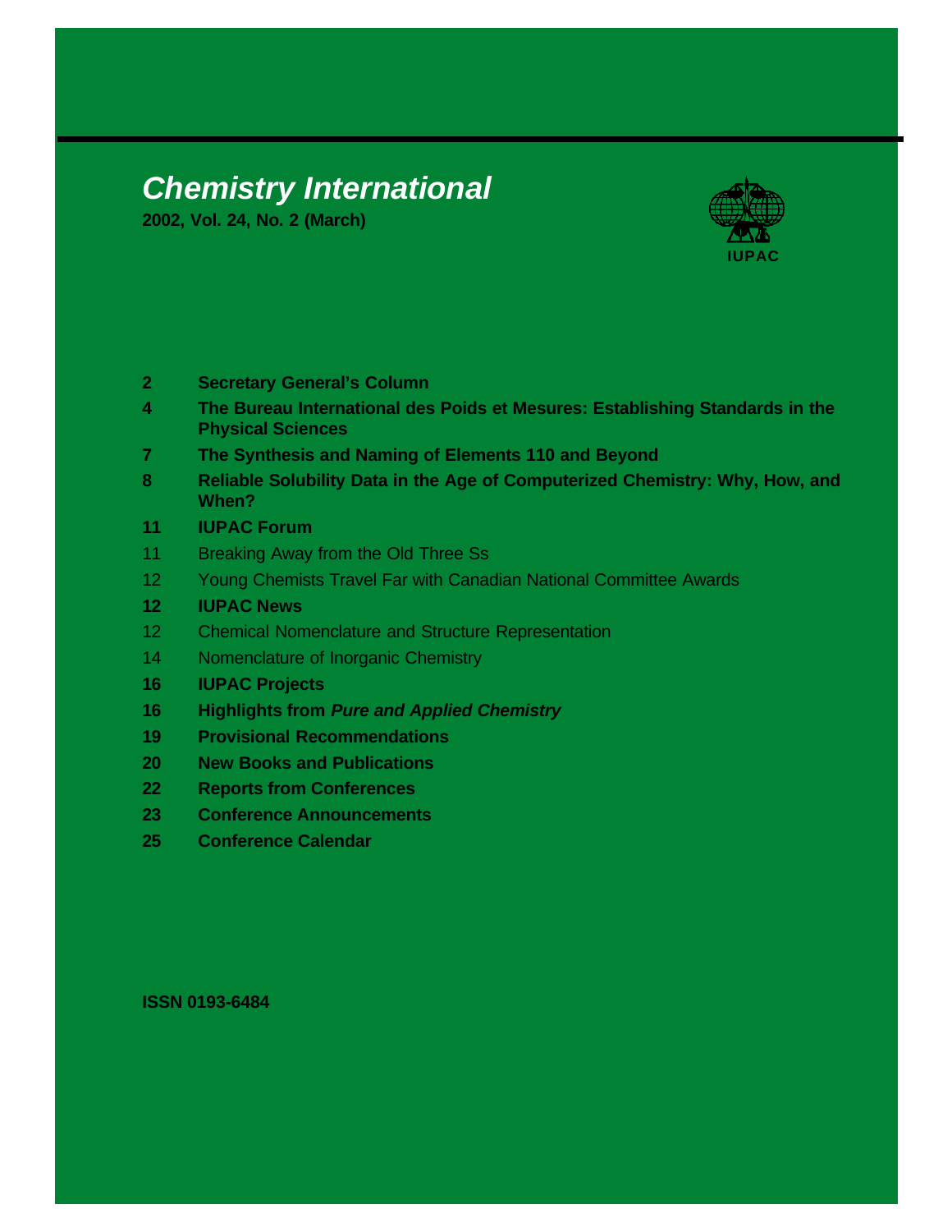# *Chemistry International*

**2002, Vol. 24, No. 2 (March)**

IUPAC

| | |
|---|---|
| **2** | **Secretary General's Column** |
| **4** | **The Bureau International des Poids et Mesures: Establishing Standards in the Physical Sciences** |
| **7** | **The Synthesis and Naming of Elements 110 and Beyond** |
| **8** | **Reliable Solubility Data in the Age of Computerized Chemistry: Why, How, and When?** |
| **11** | **IUPAC Forum** |
| 11 | Breaking Away from the Old Three Ss |
| 12 | Young Chemists Travel Far with Canadian National Committee Awards |
| **12** | **IUPAC News** |
| 12 | Chemical Nomenclature and Structure Representation |
| 14 | Nomenclature of Inorganic Chemistry |
| **16** | **IUPAC Projects** |
| **16** | **Highlights from *Pure and Applied Chemistry*** |
| **19** | **Provisional Recommendations** |
| **20** | **New Books and Publications** |
| **22** | **Reports from Conferences** |
| **23** | **Conference Announcements** |
| **25** | **Conference Calendar** |

**ISSN 0193-6484**